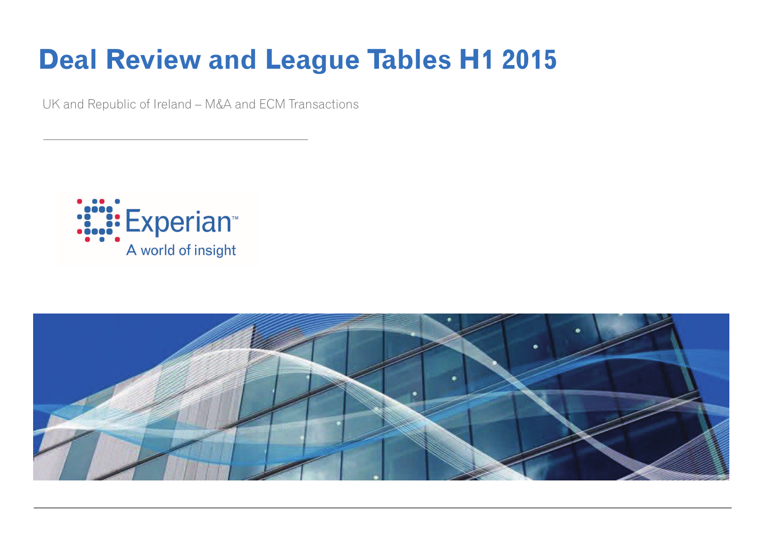# Deal Review and League Tables H1 2015

UK and Republic of Ireland – M&A and ECM Transactions

Experian™

A world of insight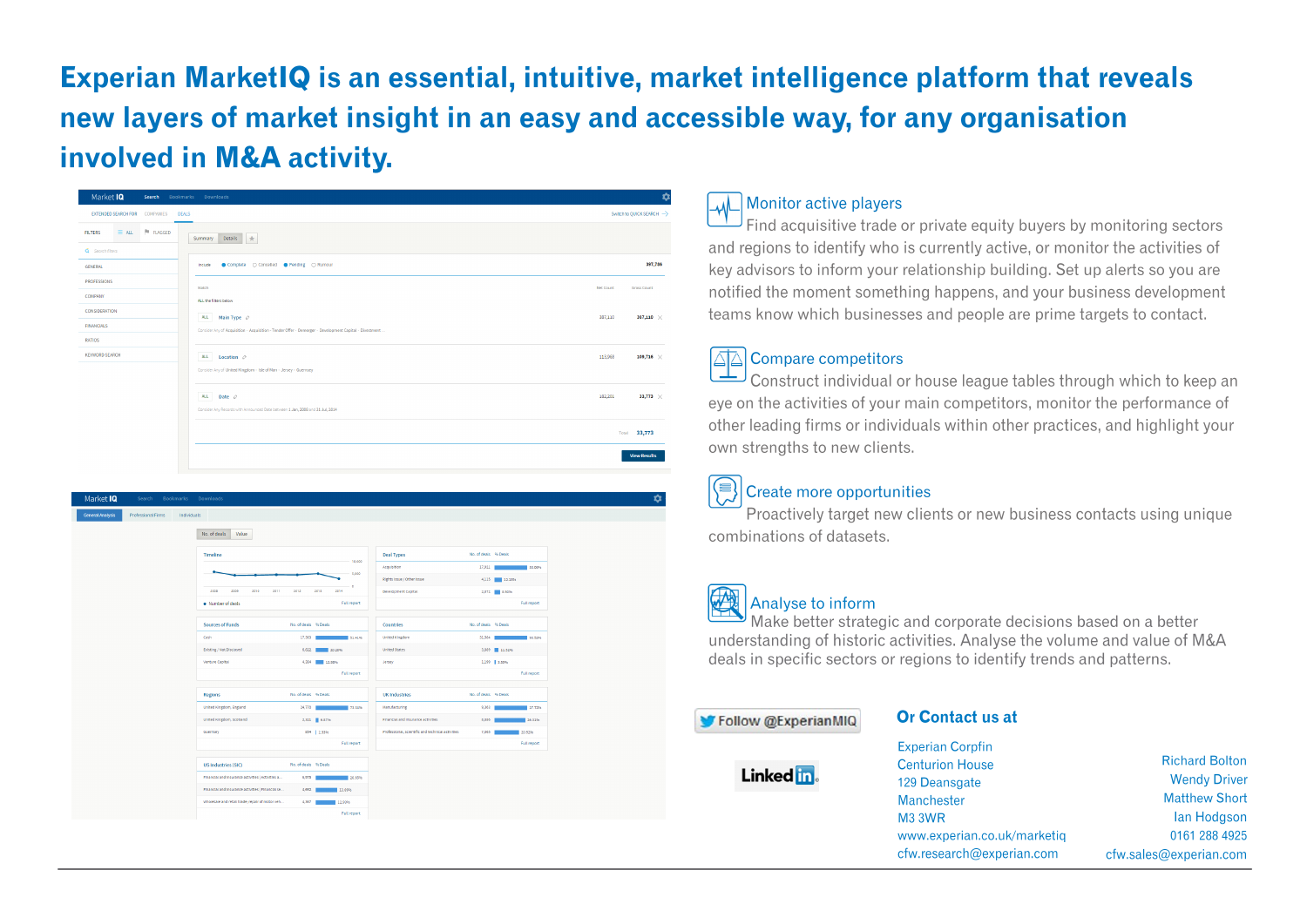# Experian MarketIQ is an essential, intuitive, market intelligence platform that reveals new layers of market insight in an easy and accessible way, for any organisation involved in M&A activity.

## Monitor active players

Find acquisitive trade or private equity buyers by monitoring sectors and regions to identify who is currently active, or monitor the activities of key advisors to inform your relationship building. Set up alerts so you are notified the moment something happens, and your business development teams know which businesses and people are prime targets to contact.

## Compare competitors

Construct individual or house league tables through which to keep an eye on the activities of your main competitors, monitor the performance of other leading firms or individuals within other practices, and highlight your own strengths to new clients.

## Create more opportunities

Proactively target new clients or new business contacts using unique combinations of datasets.

## Analyse to inform

Make better strategic and corporate decisions based on a better understanding of historic activities. Analyse the volume and value of M&A deals in specific sectors or regions to identify trends and patterns.

Follow @ExperianMIQ

LinkedIn

## Or Contact us at

Experian Corpfin
Centurion House
129 Deansgate
Manchester
M3 3WR
www.experian.co.uk/marketiq
cfw.research@experian.com

Richard Bolton
Wendy Driver
Matthew Short
Ian Hodgson
0161 288 4925
cfw.sales@experian.com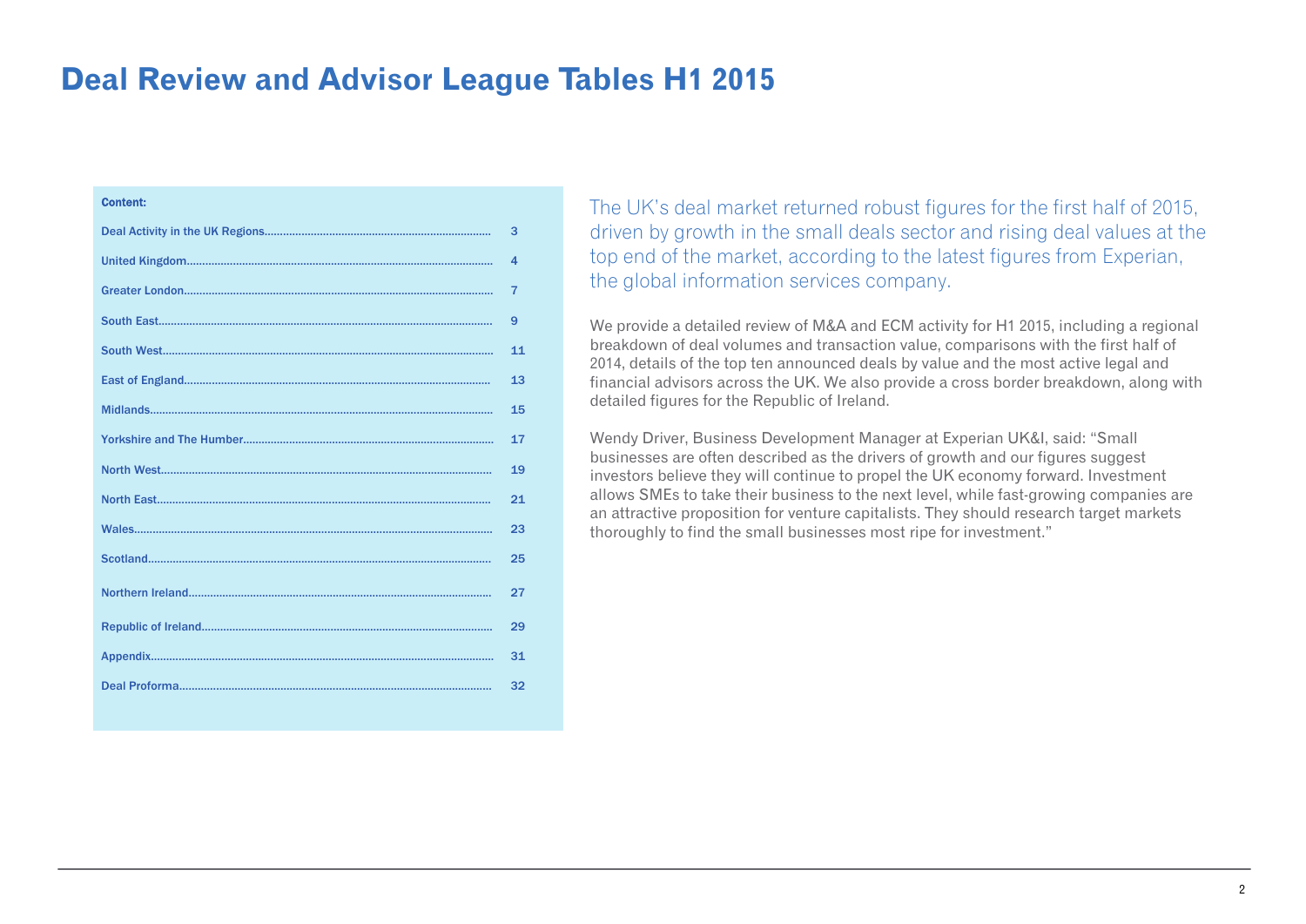# Deal Review and Advisor League Tables H1 2015

**Content:**

| | |
|---|---|
| Deal Activity in the UK Regions | 3 |
| United Kingdom | 4 |
| Greater London | 7 |
| South East | 9 |
| South West | 11 |
| East of England | 13 |
| Midlands | 15 |
| Yorkshire and The Humber | 17 |
| North West | 19 |
| North East | 21 |
| Wales | 23 |
| Scotland | 25 |
| Northern Ireland | 27 |
| Republic of Ireland | 29 |
| Appendix | 31 |
| Deal Proforma | 32 |

The UK's deal market returned robust figures for the first half of 2015, driven by growth in the small deals sector and rising deal values at the top end of the market, according to the latest figures from Experian, the global information services company.

We provide a detailed review of M&A and ECM activity for H1 2015, including a regional breakdown of deal volumes and transaction value, comparisons with the first half of 2014, details of the top ten announced deals by value and the most active legal and financial advisors across the UK. We also provide a cross border breakdown, along with detailed figures for the Republic of Ireland.

Wendy Driver, Business Development Manager at Experian UK&I, said: "Small businesses are often described as the drivers of growth and our figures suggest investors believe they will continue to propel the UK economy forward. Investment allows SMEs to take their business to the next level, while fast-growing companies are an attractive proposition for venture capitalists. They should research target markets thoroughly to find the small businesses most ripe for investment."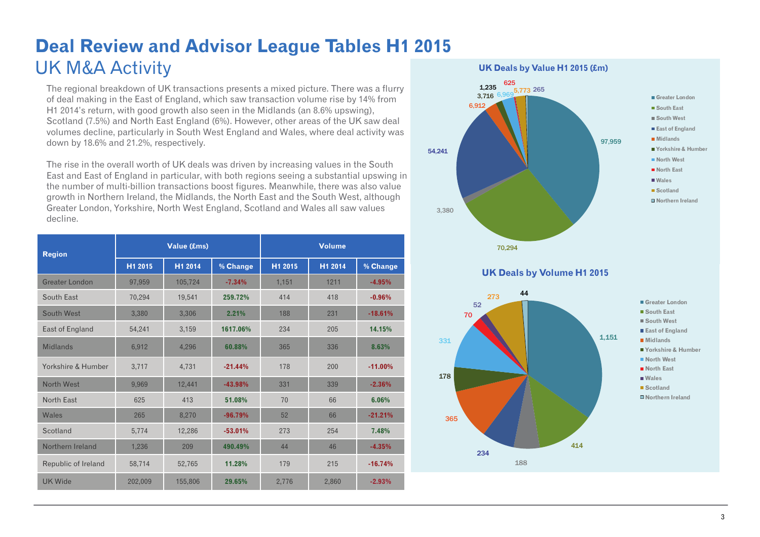# Deal Review and Advisor League Tables H1 2015

## UK M&A Activity

The regional breakdown of UK transactions presents a mixed picture. There was a flurry of deal making in the East of England, which saw transaction volume rise by 14% from H1 2014's return, with good growth also seen in the Midlands (an 8.6% upswing), Scotland (7.5%) and North East England (6%). However, other areas of the UK saw deal volumes decline, particularly in South West England and Wales, where deal activity was down by 18.6% and 21.2%, respectively.

The rise in the overall worth of UK deals was driven by increasing values in the South East and East of England in particular, with both regions seeing a substantial upswing in the number of multi-billion transactions boost figures. Meanwhile, there was also value growth in Northern Ireland, the Midlands, the North East and the South West, although Greater London, Yorkshire, North West England, Scotland and Wales all saw values decline.

| Region | Value (£ms) | | | Volume | | |
|---|---|---|---|---|---|---|
| | H1 2015 | H1 2014 | % Change | H1 2015 | H1 2014 | % Change |
| Greater London | 97,959 | 105,724 | -7.34% | 1,151 | 1211 | -4.95% |
| South East | 70,294 | 19,541 | 259.72% | 414 | 418 | -0.96% |
| South West | 3,380 | 3,306 | 2.21% | 188 | 231 | -18.61% |
| East of England | 54,241 | 3,159 | 1617.06% | 234 | 205 | 14.15% |
| Midlands | 6,912 | 4,296 | 60.88% | 365 | 336 | 8.63% |
| Yorkshire & Humber | 3,717 | 4,731 | -21.44% | 178 | 200 | -11.00% |
| North West | 9,969 | 12,441 | -43.98% | 331 | 339 | -2.36% |
| North East | 625 | 413 | 51.08% | 70 | 66 | 6.06% |
| Wales | 265 | 8,270 | -96.79% | 52 | 66 | -21.21% |
| Scotland | 5,774 | 12,286 | -53.01% | 273 | 254 | 7.48% |
| Northern Ireland | 1,236 | 209 | 490.49% | 44 | 46 | -4.35% |
| Republic of Ireland | 58,714 | 52,765 | 11.28% | 179 | 215 | -16.74% |
| UK Wide | 202,009 | 155,806 | 29.65% | 2,776 | 2,860 | -2.93% |

**UK Deals by Value H1 2015 (£m)**

| Region | Value (£m) |
|---|---|
| Greater London | 97,959 |
| South East | 70,294 |
| South West | 3,380 |
| East of England | 54,241 |
| Midlands | 6,912 |
| Yorkshire & Humber | 3,716 |
| North West | 6,969 |
| North East | 625 |
| Wales | 265 |
| Scotland | 5,773 |
| Northern Ireland | 1,235 |

**UK Deals by Volume H1 2015**

| Region | Volume |
|---|---|
| Greater London | 1,151 |
| South East | 414 |
| South West | 188 |
| East of England | 234 |
| Midlands | 365 |
| Yorkshire & Humber | 178 |
| North West | 331 |
| North East | 70 |
| Wales | 52 |
| Scotland | 273 |
| Northern Ireland | 44 |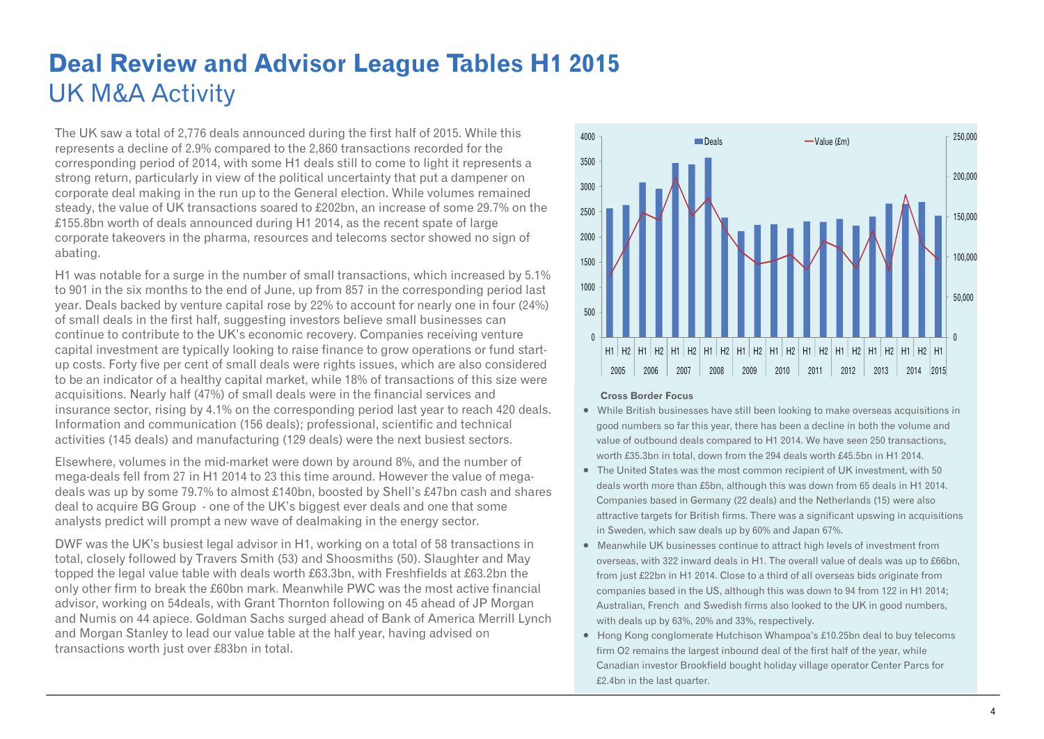# Deal Review and Advisor League Tables H1 2015

## UK M&A Activity

The UK saw a total of 2,776 deals announced during the first half of 2015. While this represents a decline of 2.9% compared to the 2,860 transactions recorded for the corresponding period of 2014, with some H1 deals still to come to light it represents a strong return, particularly in view of the political uncertainty that put a dampener on corporate deal making in the run up to the General election. While volumes remained steady, the value of UK transactions soared to £202bn, an increase of some 29.7% on the £155.8bn worth of deals announced during H1 2014, as the recent spate of large corporate takeovers in the pharma, resources and telecoms sector showed no sign of abating.

H1 was notable for a surge in the number of small transactions, which increased by 5.1% to 901 in the six months to the end of June, up from 857 in the corresponding period last year. Deals backed by venture capital rose by 22% to account for nearly one in four (24%) of small deals in the first half, suggesting investors believe small businesses can continue to contribute to the UK's economic recovery. Companies receiving venture capital investment are typically looking to raise finance to grow operations or fund start-up costs. Forty five per cent of small deals were rights issues, which are also considered to be an indicator of a healthy capital market, while 18% of transactions of this size were acquisitions. Nearly half (47%) of small deals were in the financial services and insurance sector, rising by 4.1% on the corresponding period last year to reach 420 deals. Information and communication (156 deals); professional, scientific and technical activities (145 deals) and manufacturing (129 deals) were the next busiest sectors.

Elsewhere, volumes in the mid-market were down by around 8%, and the number of mega-deals fell from 27 in H1 2014 to 23 this time around. However the value of mega-deals was up by some 79.7% to almost £140bn, boosted by Shell's £47bn cash and shares deal to acquire BG Group - one of the UK's biggest ever deals and one that some analysts predict will prompt a new wave of dealmaking in the energy sector.

DWF was the UK's busiest legal advisor in H1, working on a total of 58 transactions in total, closely followed by Travers Smith (53) and Shoosmiths (50). Slaughter and May topped the legal value table with deals worth £63.3bn, with Freshfields at £63.2bn the only other firm to break the £60bn mark. Meanwhile PWC was the most active financial advisor, working on 54deals, with Grant Thornton following on 45 ahead of JP Morgan and Numis on 44 apiece. Goldman Sachs surged ahead of Bank of America Merrill Lynch and Morgan Stanley to lead our value table at the half year, having advised on transactions worth just over £83bn in total.

### Cross Border Focus

- While British businesses have still been looking to make overseas acquisitions in good numbers so far this year, there has been a decline in both the volume and value of outbound deals compared to H1 2014. We have seen 250 transactions, worth £35.3bn in total, down from the 294 deals worth £45.5bn in H1 2014.
- The United States was the most common recipient of UK investment, with 50 deals worth more than £5bn, although this was down from 65 deals in H1 2014. Companies based in Germany (22 deals) and the Netherlands (15) were also attractive targets for British firms. There was a significant upswing in acquisitions in Sweden, which saw deals up by 60% and Japan 67%.
- Meanwhile UK businesses continue to attract high levels of investment from overseas, with 322 inward deals in H1. The overall value of deals was up to £66bn, from just £22bn in H1 2014. Close to a third of all overseas bids originate from companies based in the US, although this was down to 94 from 122 in H1 2014; Australian, French and Swedish firms also looked to the UK in good numbers, with deals up by 63%, 20% and 33%, respectively.
- Hong Kong conglomerate Hutchison Whampoa's £10.25bn deal to buy telecoms firm O2 remains the largest inbound deal of the first half of the year, while Canadian investor Brookfield bought holiday village operator Center Parcs for £2.4bn in the last quarter.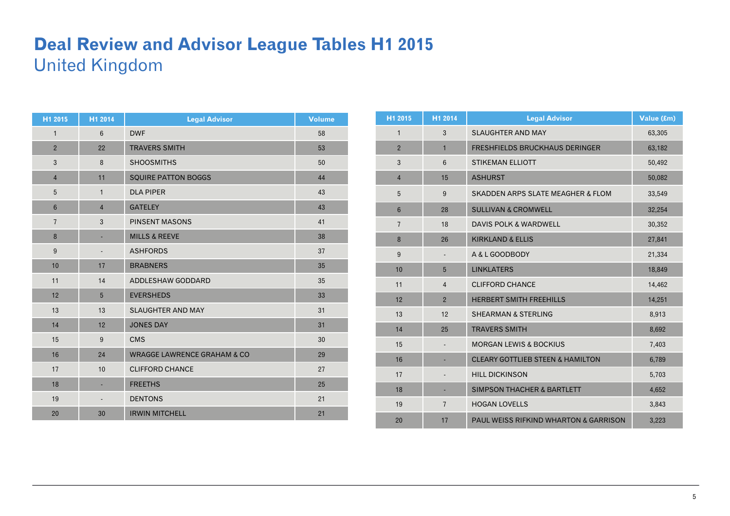# Deal Review and Advisor League Tables H1 2015

## United Kingdom

| H1 2015 | H1 2014 | Legal Advisor | Volume |
|---|---|---|---|
| 1 | 6 | DWF | 58 |
| 2 | 22 | TRAVERS SMITH | 53 |
| 3 | 8 | SHOOSMITHS | 50 |
| 4 | 11 | SQUIRE PATTON BOGGS | 44 |
| 5 | 1 | DLA PIPER | 43 |
| 6 | 4 | GATELEY | 43 |
| 7 | 3 | PINSENT MASONS | 41 |
| 8 | - | MILLS & REEVE | 38 |
| 9 | - | ASHFORDS | 37 |
| 10 | 17 | BRABNERS | 35 |
| 11 | 14 | ADDLESHAW GODDARD | 35 |
| 12 | 5 | EVERSHEDS | 33 |
| 13 | 13 | SLAUGHTER AND MAY | 31 |
| 14 | 12 | JONES DAY | 31 |
| 15 | 9 | CMS | 30 |
| 16 | 24 | WRAGGE LAWRENCE GRAHAM & CO | 29 |
| 17 | 10 | CLIFFORD CHANCE | 27 |
| 18 | - | FREETHS | 25 |
| 19 | - | DENTONS | 21 |
| 20 | 30 | IRWIN MITCHELL | 21 |

| H1 2015 | H1 2014 | Legal Advisor | Value (£m) |
|---|---|---|---|
| 1 | 3 | SLAUGHTER AND MAY | 63,305 |
| 2 | 1 | FRESHFIELDS BRUCKHAUS DERINGER | 63,182 |
| 3 | 6 | STIKEMAN ELLIOTT | 50,492 |
| 4 | 15 | ASHURST | 50,082 |
| 5 | 9 | SKADDEN ARPS SLATE MEAGHER & FLOM | 33,549 |
| 6 | 28 | SULLIVAN & CROMWELL | 32,254 |
| 7 | 18 | DAVIS POLK & WARDWELL | 30,352 |
| 8 | 26 | KIRKLAND & ELLIS | 27,841 |
| 9 | - | A & L GOODBODY | 21,334 |
| 10 | 5 | LINKLATERS | 18,849 |
| 11 | 4 | CLIFFORD CHANCE | 14,462 |
| 12 | 2 | HERBERT SMITH FREEHILLS | 14,251 |
| 13 | 12 | SHEARMAN & STERLING | 8,913 |
| 14 | 25 | TRAVERS SMITH | 8,692 |
| 15 | - | MORGAN LEWIS & BOCKIUS | 7,403 |
| 16 | - | CLEARY GOTTLIEB STEEN & HAMILTON | 6,789 |
| 17 | - | HILL DICKINSON | 5,703 |
| 18 | - | SIMPSON THACHER & BARTLETT | 4,652 |
| 19 | 7 | HOGAN LOVELLS | 3,843 |
| 20 | 17 | PAUL WEISS RIFKIND WHARTON & GARRISON | 3,223 |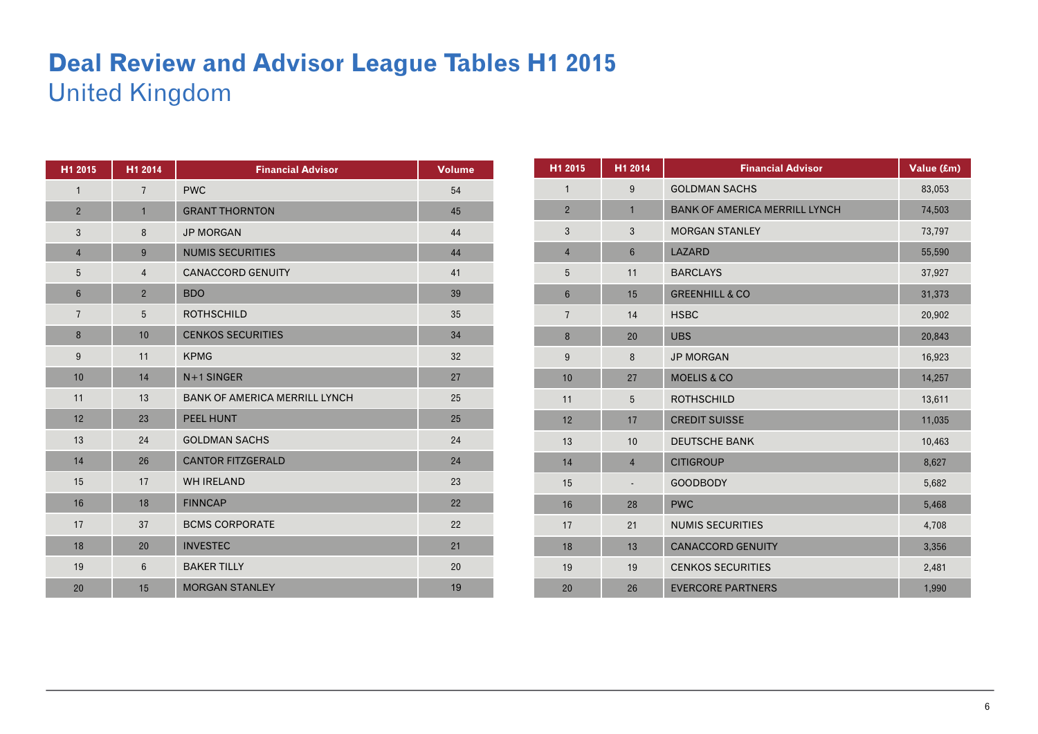# Deal Review and Advisor League Tables H1 2015

## United Kingdom

| H1 2015 | H1 2014 | Financial Advisor | Volume |
|---|---|---|---|
| 1 | 7 | PWC | 54 |
| 2 | 1 | GRANT THORNTON | 45 |
| 3 | 8 | JP MORGAN | 44 |
| 4 | 9 | NUMIS SECURITIES | 44 |
| 5 | 4 | CANACCORD GENUITY | 41 |
| 6 | 2 | BDO | 39 |
| 7 | 5 | ROTHSCHILD | 35 |
| 8 | 10 | CENKOS SECURITIES | 34 |
| 9 | 11 | KPMG | 32 |
| 10 | 14 | N+1 SINGER | 27 |
| 11 | 13 | BANK OF AMERICA MERRILL LYNCH | 25 |
| 12 | 23 | PEEL HUNT | 25 |
| 13 | 24 | GOLDMAN SACHS | 24 |
| 14 | 26 | CANTOR FITZGERALD | 24 |
| 15 | 17 | WH IRELAND | 23 |
| 16 | 18 | FINNCAP | 22 |
| 17 | 37 | BCMS CORPORATE | 22 |
| 18 | 20 | INVESTEC | 21 |
| 19 | 6 | BAKER TILLY | 20 |
| 20 | 15 | MORGAN STANLEY | 19 |

| H1 2015 | H1 2014 | Financial Advisor | Value (£m) |
|---|---|---|---|
| 1 | 9 | GOLDMAN SACHS | 83,053 |
| 2 | 1 | BANK OF AMERICA MERRILL LYNCH | 74,503 |
| 3 | 3 | MORGAN STANLEY | 73,797 |
| 4 | 6 | LAZARD | 55,590 |
| 5 | 11 | BARCLAYS | 37,927 |
| 6 | 15 | GREENHILL & CO | 31,373 |
| 7 | 14 | HSBC | 20,902 |
| 8 | 20 | UBS | 20,843 |
| 9 | 8 | JP MORGAN | 16,923 |
| 10 | 27 | MOELIS & CO | 14,257 |
| 11 | 5 | ROTHSCHILD | 13,611 |
| 12 | 17 | CREDIT SUISSE | 11,035 |
| 13 | 10 | DEUTSCHE BANK | 10,463 |
| 14 | 4 | CITIGROUP | 8,627 |
| 15 | - | GOODBODY | 5,682 |
| 16 | 28 | PWC | 5,468 |
| 17 | 21 | NUMIS SECURITIES | 4,708 |
| 18 | 13 | CANACCORD GENUITY | 3,356 |
| 19 | 19 | CENKOS SECURITIES | 2,481 |
| 20 | 26 | EVERCORE PARTNERS | 1,990 |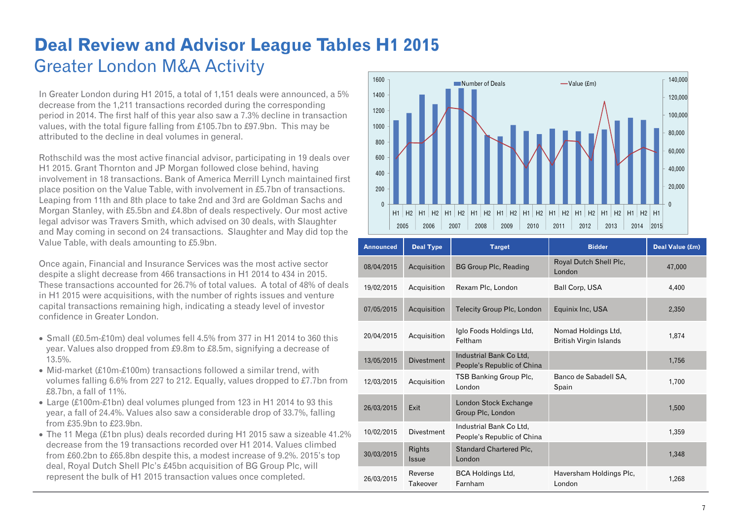# Deal Review and Advisor League Tables H1 2015

## Greater London M&A Activity

In Greater London during H1 2015, a total of 1,151 deals were announced, a 5% decrease from the 1,211 transactions recorded during the corresponding period in 2014. The first half of this year also saw a 7.3% decline in transaction values, with the total figure falling from £105.7bn to £97.9bn. This may be attributed to the decline in deal volumes in general.

Rothschild was the most active financial advisor, participating in 19 deals over H1 2015. Grant Thornton and JP Morgan followed close behind, having involvement in 18 transactions. Bank of America Merrill Lynch maintained first place position on the Value Table, with involvement in £5.7bn of transactions. Leaping from 11th and 8th place to take 2nd and 3rd are Goldman Sachs and Morgan Stanley, with £5.5bn and £4.8bn of deals respectively. Our most active legal advisor was Travers Smith, which advised on 30 deals, with Slaughter and May coming in second on 24 transactions. Slaughter and May did top the Value Table, with deals amounting to £5.9bn.

Once again, Financial and Insurance Services was the most active sector despite a slight decrease from 466 transactions in H1 2014 to 434 in 2015. These transactions accounted for 26.7% of total values. A total of 48% of deals in H1 2015 were acquisitions, with the number of rights issues and venture capital transactions remaining high, indicating a steady level of investor confidence in Greater London.

- Small (£0.5m-£10m) deal volumes fell 4.5% from 377 in H1 2014 to 360 this year. Values also dropped from £9.8m to £8.5m, signifying a decrease of 13.5%.
- Mid-market (£10m-£100m) transactions followed a similar trend, with volumes falling 6.6% from 227 to 212. Equally, values dropped to £7.7bn from £8.7bn, a fall of 11%.
- Large (£100m-£1bn) deal volumes plunged from 123 in H1 2014 to 93 this year, a fall of 24.4%. Values also saw a considerable drop of 33.7%, falling from £35.9bn to £23.9bn.
- The 11 Mega (£1bn plus) deals recorded during H1 2015 saw a sizeable 41.2% decrease from the 19 transactions recorded over H1 2014. Values climbed from £60.2bn to £65.8bn despite this, a modest increase of 9.2%. 2015's top deal, Royal Dutch Shell Plc's £45bn acquisition of BG Group Plc, will represent the bulk of H1 2015 transaction values once completed.

| Announced | Deal Type | Target | Bidder | Deal Value (£m) |
|---|---|---|---|---|
| 08/04/2015 | Acquisition | BG Group Plc, Reading | Royal Dutch Shell Plc, London | 47,000 |
| 19/02/2015 | Acquisition | Rexam Plc, London | Ball Corp, USA | 4,400 |
| 07/05/2015 | Acquisition | Telecity Group Plc, London | Equinix Inc, USA | 2,350 |
| 20/04/2015 | Acquisition | Iglo Foods Holdings Ltd, Feltham | Nomad Holdings Ltd, British Virgin Islands | 1,874 |
| 13/05/2015 | Divestment | Industrial Bank Co Ltd, People's Republic of China | | 1,756 |
| 12/03/2015 | Acquisition | TSB Banking Group Plc, London | Banco de Sabadell SA, Spain | 1,700 |
| 26/03/2015 | Exit | London Stock Exchange Group Plc, London | | 1,500 |
| 10/02/2015 | Divestment | Industrial Bank Co Ltd, People's Republic of China | | 1,359 |
| 30/03/2015 | Rights Issue | Standard Chartered Plc, London | | 1,348 |
| 26/03/2015 | Reverse Takeover | BCA Holdings Ltd, Farnham | Haversham Holdings Plc, London | 1,268 |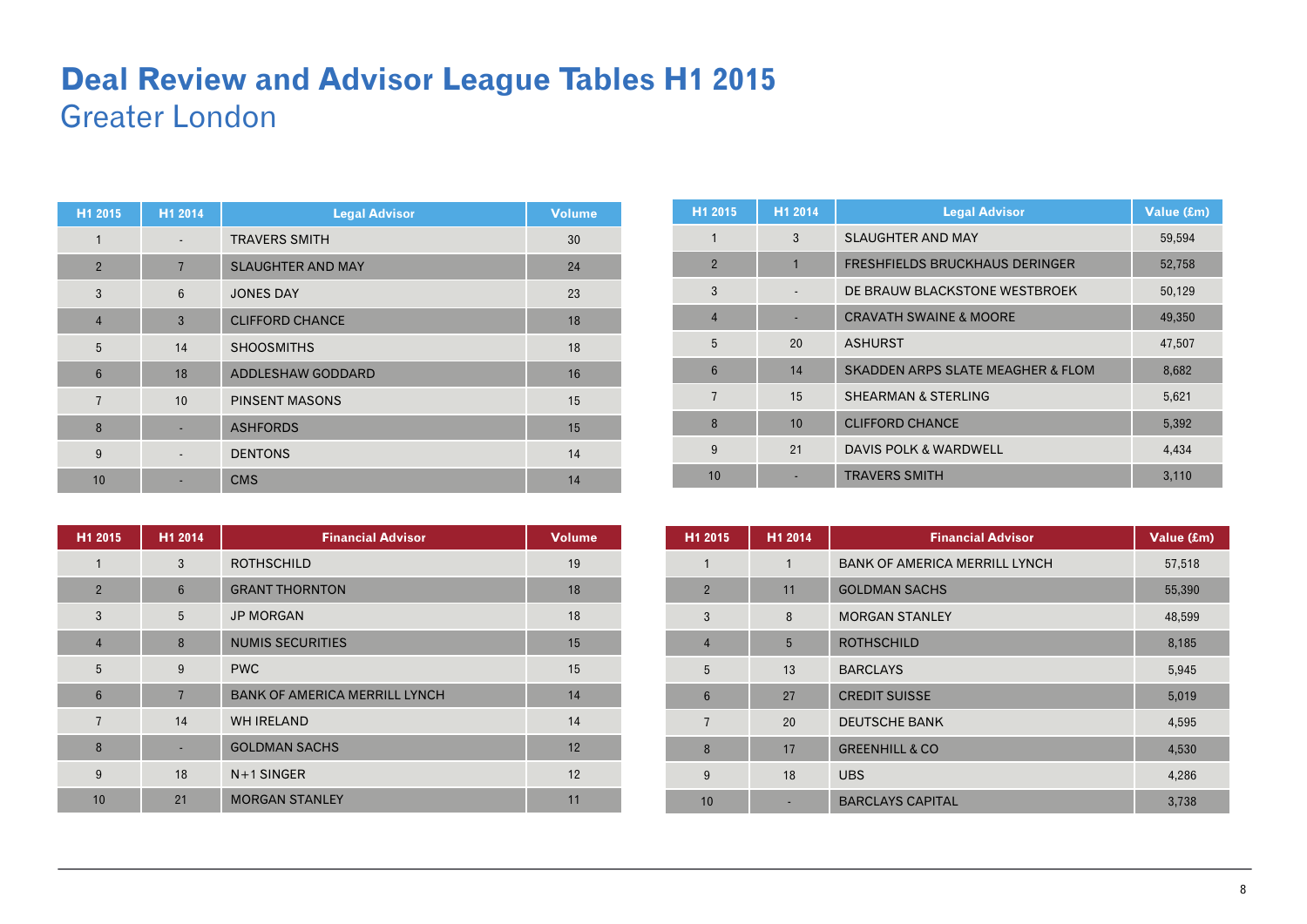# Deal Review and Advisor League Tables H1 2015

## Greater London

| H1 2015 | H1 2014 | Legal Advisor | Volume |
|---|---|---|---|
| 1 | - | TRAVERS SMITH | 30 |
| 2 | 7 | SLAUGHTER AND MAY | 24 |
| 3 | 6 | JONES DAY | 23 |
| 4 | 3 | CLIFFORD CHANCE | 18 |
| 5 | 14 | SHOOSMITHS | 18 |
| 6 | 18 | ADDLESHAW GODDARD | 16 |
| 7 | 10 | PINSENT MASONS | 15 |
| 8 | - | ASHFORDS | 15 |
| 9 | - | DENTONS | 14 |
| 10 | - | CMS | 14 |

| H1 2015 | H1 2014 | Legal Advisor | Value (£m) |
|---|---|---|---|
| 1 | 3 | SLAUGHTER AND MAY | 59,594 |
| 2 | 1 | FRESHFIELDS BRUCKHAUS DERINGER | 52,758 |
| 3 | - | DE BRAUW BLACKSTONE WESTBROEK | 50,129 |
| 4 | - | CRAVATH SWAINE & MOORE | 49,350 |
| 5 | 20 | ASHURST | 47,507 |
| 6 | 14 | SKADDEN ARPS SLATE MEAGHER & FLOM | 8,682 |
| 7 | 15 | SHEARMAN & STERLING | 5,621 |
| 8 | 10 | CLIFFORD CHANCE | 5,392 |
| 9 | 21 | DAVIS POLK & WARDWELL | 4,434 |
| 10 | - | TRAVERS SMITH | 3,110 |

| H1 2015 | H1 2014 | Financial Advisor | Volume |
|---|---|---|---|
| 1 | 3 | ROTHSCHILD | 19 |
| 2 | 6 | GRANT THORNTON | 18 |
| 3 | 5 | JP MORGAN | 18 |
| 4 | 8 | NUMIS SECURITIES | 15 |
| 5 | 9 | PWC | 15 |
| 6 | 7 | BANK OF AMERICA MERRILL LYNCH | 14 |
| 7 | 14 | WH IRELAND | 14 |
| 8 | - | GOLDMAN SACHS | 12 |
| 9 | 18 | N+1 SINGER | 12 |
| 10 | 21 | MORGAN STANLEY | 11 |

| H1 2015 | H1 2014 | Financial Advisor | Value (£m) |
|---|---|---|---|
| 1 | 1 | BANK OF AMERICA MERRILL LYNCH | 57,518 |
| 2 | 11 | GOLDMAN SACHS | 55,390 |
| 3 | 8 | MORGAN STANLEY | 48,599 |
| 4 | 5 | ROTHSCHILD | 8,185 |
| 5 | 13 | BARCLAYS | 5,945 |
| 6 | 27 | CREDIT SUISSE | 5,019 |
| 7 | 20 | DEUTSCHE BANK | 4,595 |
| 8 | 17 | GREENHILL & CO | 4,530 |
| 9 | 18 | UBS | 4,286 |
| 10 | - | BARCLAYS CAPITAL | 3,738 |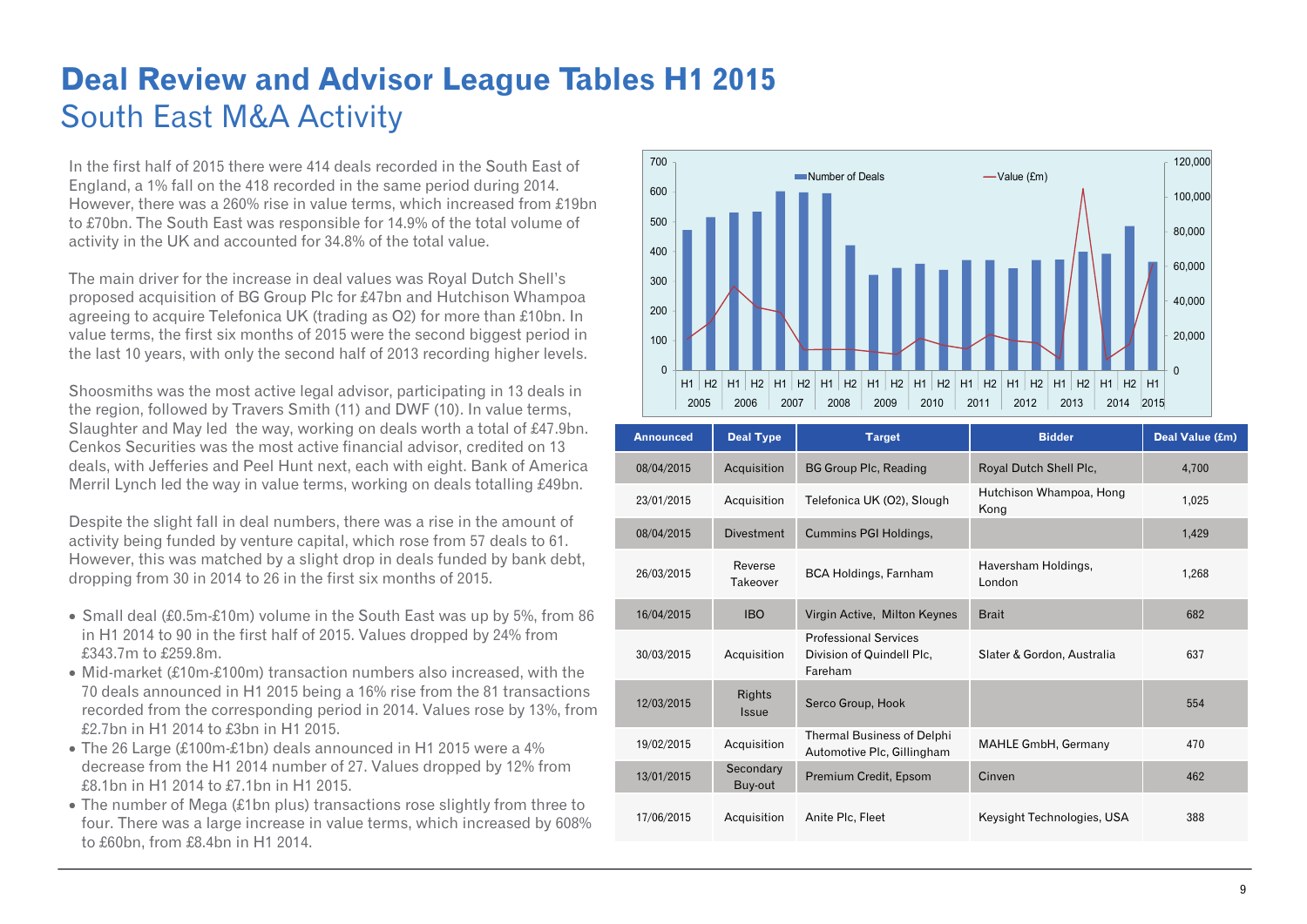# Deal Review and Advisor League Tables H1 2015

## South East M&A Activity

In the first half of 2015 there were 414 deals recorded in the South East of England, a 1% fall on the 418 recorded in the same period during 2014. However, there was a 260% rise in value terms, which increased from £19bn to £70bn. The South East was responsible for 14.9% of the total volume of activity in the UK and accounted for 34.8% of the total value.

The main driver for the increase in deal values was Royal Dutch Shell's proposed acquisition of BG Group Plc for £47bn and Hutchison Whampoa agreeing to acquire Telefonica UK (trading as O2) for more than £10bn. In value terms, the first six months of 2015 were the second biggest period in the last 10 years, with only the second half of 2013 recording higher levels.

Shoosmiths was the most active legal advisor, participating in 13 deals in the region, followed by Travers Smith (11) and DWF (10). In value terms, Slaughter and May led the way, working on deals worth a total of £47.9bn. Cenkos Securities was the most active financial advisor, credited on 13 deals, with Jefferies and Peel Hunt next, each with eight. Bank of America Merril Lynch led the way in value terms, working on deals totalling £49bn.

Despite the slight fall in deal numbers, there was a rise in the amount of activity being funded by venture capital, which rose from 57 deals to 61. However, this was matched by a slight drop in deals funded by bank debt, dropping from 30 in 2014 to 26 in the first six months of 2015.

- Small deal (£0.5m-£10m) volume in the South East was up by 5%, from 86 in H1 2014 to 90 in the first half of 2015. Values dropped by 24% from £343.7m to £259.8m.
- Mid-market (£10m-£100m) transaction numbers also increased, with the 70 deals announced in H1 2015 being a 16% rise from the 81 transactions recorded from the corresponding period in 2014. Values rose by 13%, from £2.7bn in H1 2014 to £3bn in H1 2015.
- The 26 Large (£100m-£1bn) deals announced in H1 2015 were a 4% decrease from the H1 2014 number of 27. Values dropped by 12% from £8.1bn in H1 2014 to £7.1bn in H1 2015.
- The number of Mega (£1bn plus) transactions rose slightly from three to four. There was a large increase in value terms, which increased by 608% to £60bn, from £8.4bn in H1 2014.

| Announced | Deal Type | Target | Bidder | Deal Value (£m) |
|---|---|---|---|---|
| 08/04/2015 | Acquisition | BG Group Plc, Reading | Royal Dutch Shell Plc, | 4,700 |
| 23/01/2015 | Acquisition | Telefonica UK (O2), Slough | Hutchison Whampoa, Hong Kong | 1,025 |
| 08/04/2015 | Divestment | Cummins PGI Holdings, | | 1,429 |
| 26/03/2015 | Reverse Takeover | BCA Holdings, Farnham | Haversham Holdings, London | 1,268 |
| 16/04/2015 | IBO | Virgin Active, Milton Keynes | Brait | 682 |
| 30/03/2015 | Acquisition | Professional Services Division of Quindell Plc, Fareham | Slater & Gordon, Australia | 637 |
| 12/03/2015 | Rights Issue | Serco Group, Hook | | 554 |
| 19/02/2015 | Acquisition | Thermal Business of Delphi Automotive Plc, Gillingham | MAHLE GmbH, Germany | 470 |
| 13/01/2015 | Secondary Buy-out | Premium Credit, Epsom | Cinven | 462 |
| 17/06/2015 | Acquisition | Anite Plc, Fleet | Keysight Technologies, USA | 388 |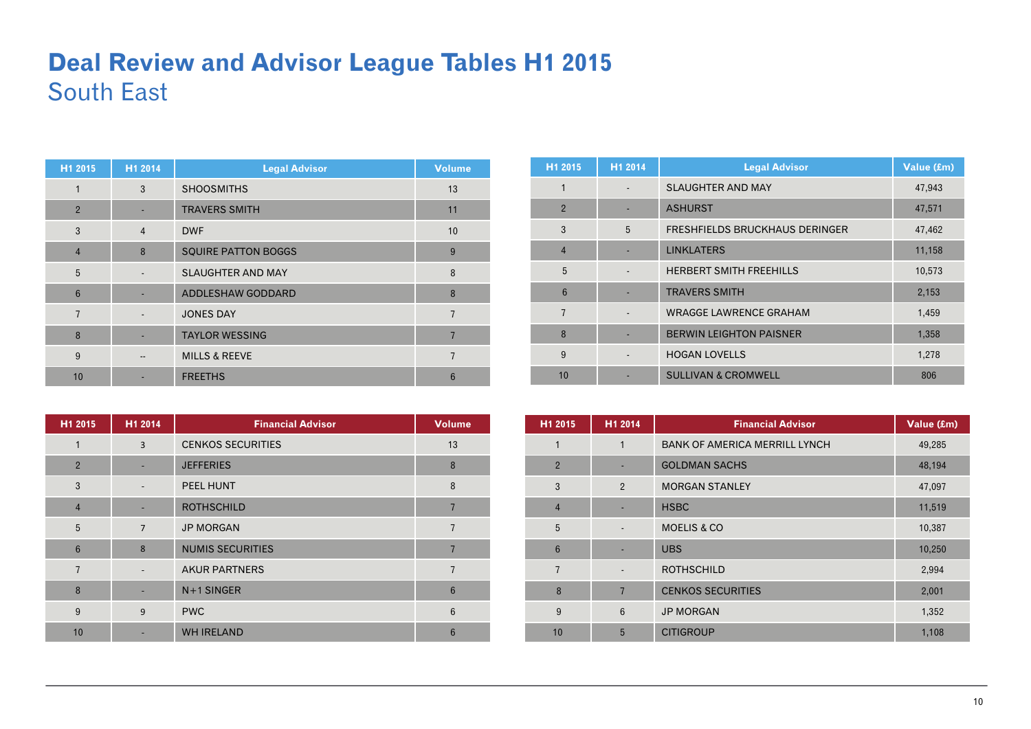# Deal Review and Advisor League Tables H1 2015

## South East

| H1 2015 | H1 2014 | Legal Advisor | Volume |
|---|---|---|---|
| 1 | 3 | SHOOSMITHS | 13 |
| 2 | - | TRAVERS SMITH | 11 |
| 3 | 4 | DWF | 10 |
| 4 | 8 | SQUIRE PATTON BOGGS | 9 |
| 5 | - | SLAUGHTER AND MAY | 8 |
| 6 | - | ADDLESHAW GODDARD | 8 |
| 7 | - | JONES DAY | 7 |
| 8 | - | TAYLOR WESSING | 7 |
| 9 | -- | MILLS & REEVE | 7 |
| 10 | - | FREETHS | 6 |

| H1 2015 | H1 2014 | Legal Advisor | Value (£m) |
|---|---|---|---|
| 1 | - | SLAUGHTER AND MAY | 47,943 |
| 2 | - | ASHURST | 47,571 |
| 3 | 5 | FRESHFIELDS BRUCKHAUS DERINGER | 47,462 |
| 4 | - | LINKLATERS | 11,158 |
| 5 | - | HERBERT SMITH FREEHILLS | 10,573 |
| 6 | - | TRAVERS SMITH | 2,153 |
| 7 | - | WRAGGE LAWRENCE GRAHAM | 1,459 |
| 8 | - | BERWIN LEIGHTON PAISNER | 1,358 |
| 9 | - | HOGAN LOVELLS | 1,278 |
| 10 | - | SULLIVAN & CROMWELL | 806 |

| H1 2015 | H1 2014 | Financial Advisor | Volume |
|---|---|---|---|
| 1 | 3 | CENKOS SECURITIES | 13 |
| 2 | - | JEFFERIES | 8 |
| 3 | - | PEEL HUNT | 8 |
| 4 | - | ROTHSCHILD | 7 |
| 5 | 7 | JP MORGAN | 7 |
| 6 | 8 | NUMIS SECURITIES | 7 |
| 7 | - | AKUR PARTNERS | 7 |
| 8 | - | N+1 SINGER | 6 |
| 9 | 9 | PWC | 6 |
| 10 | - | WH IRELAND | 6 |

| H1 2015 | H1 2014 | Financial Advisor | Value (£m) |
|---|---|---|---|
| 1 | 1 | BANK OF AMERICA MERRILL LYNCH | 49,285 |
| 2 | - | GOLDMAN SACHS | 48,194 |
| 3 | 2 | MORGAN STANLEY | 47,097 |
| 4 | - | HSBC | 11,519 |
| 5 | - | MOELIS & CO | 10,387 |
| 6 | - | UBS | 10,250 |
| 7 | - | ROTHSCHILD | 2,994 |
| 8 | 7 | CENKOS SECURITIES | 2,001 |
| 9 | 6 | JP MORGAN | 1,352 |
| 10 | 5 | CITIGROUP | 1,108 |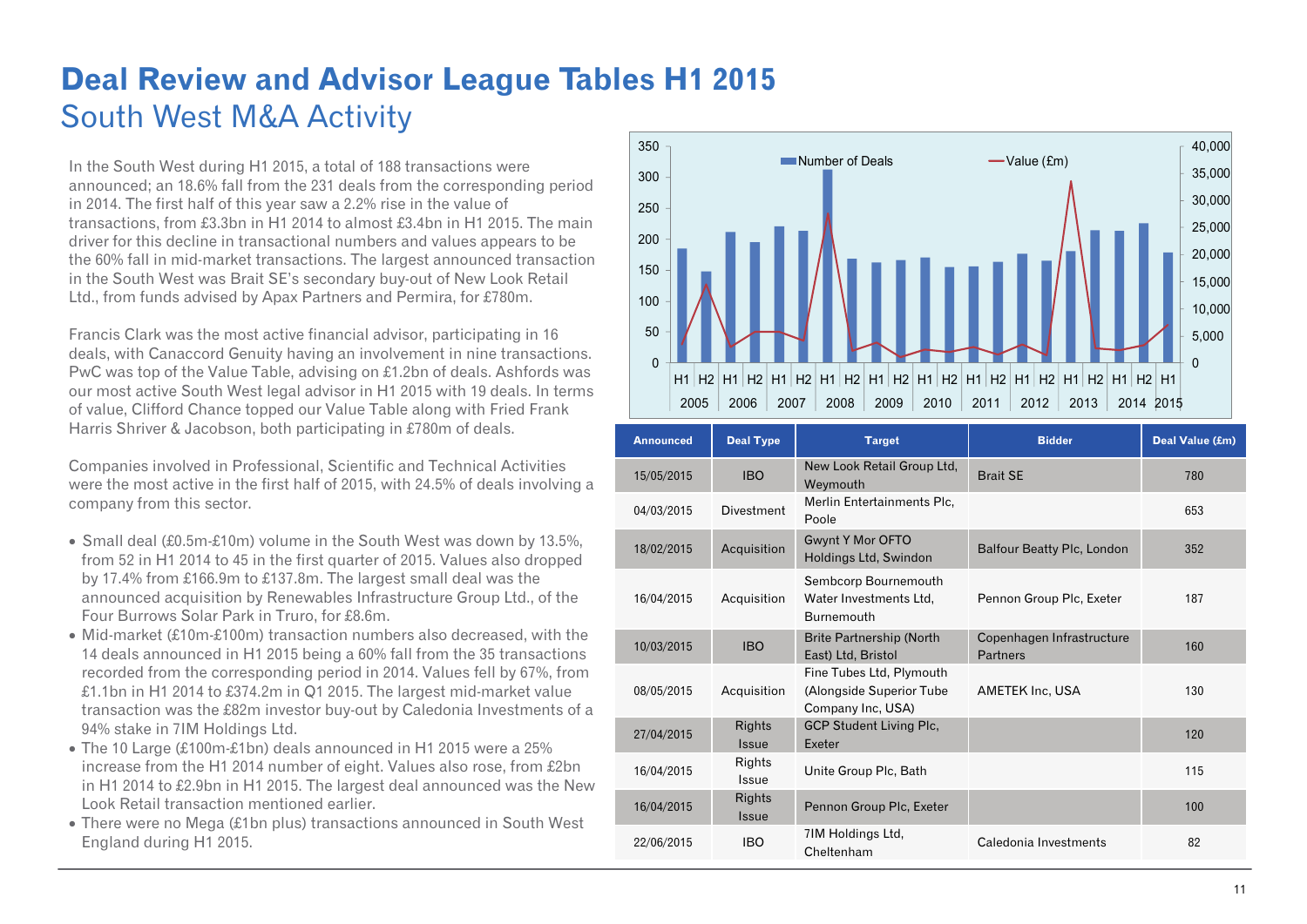# Deal Review and Advisor League Tables H1 2015

## South West M&A Activity

In the South West during H1 2015, a total of 188 transactions were announced; an 18.6% fall from the 231 deals from the corresponding period in 2014. The first half of this year saw a 2.2% rise in the value of transactions, from £3.3bn in H1 2014 to almost £3.4bn in H1 2015. The main driver for this decline in transactional numbers and values appears to be the 60% fall in mid-market transactions. The largest announced transaction in the South West was Brait SE's secondary buy-out of New Look Retail Ltd., from funds advised by Apax Partners and Permira, for £780m.

Francis Clark was the most active financial advisor, participating in 16 deals, with Canaccord Genuity having an involvement in nine transactions. PwC was top of the Value Table, advising on £1.2bn of deals. Ashfords was our most active South West legal advisor in H1 2015 with 19 deals. In terms of value, Clifford Chance topped our Value Table along with Fried Frank Harris Shriver & Jacobson, both participating in £780m of deals.

Companies involved in Professional, Scientific and Technical Activities were the most active in the first half of 2015, with 24.5% of deals involving a company from this sector.

- Small deal (£0.5m-£10m) volume in the South West was down by 13.5%, from 52 in H1 2014 to 45 in the first quarter of 2015. Values also dropped by 17.4% from £166.9m to £137.8m. The largest small deal was the announced acquisition by Renewables Infrastructure Group Ltd., of the Four Burrows Solar Park in Truro, for £8.6m.
- Mid-market (£10m-£100m) transaction numbers also decreased, with the 14 deals announced in H1 2015 being a 60% fall from the 35 transactions recorded from the corresponding period in 2014. Values fell by 67%, from £1.1bn in H1 2014 to £374.2m in Q1 2015. The largest mid-market value transaction was the £82m investor buy-out by Caledonia Investments of a 94% stake in 7IM Holdings Ltd.
- The 10 Large (£100m-£1bn) deals announced in H1 2015 were a 25% increase from the H1 2014 number of eight. Values also rose, from £2bn in H1 2014 to £2.9bn in H1 2015. The largest deal announced was the New Look Retail transaction mentioned earlier.
- There were no Mega (£1bn plus) transactions announced in South West England during H1 2015.

| Announced | Deal Type | Target | Bidder | Deal Value (£m) |
|---|---|---|---|---|
| 15/05/2015 | IBO | New Look Retail Group Ltd, Weymouth | Brait SE | 780 |
| 04/03/2015 | Divestment | Merlin Entertainments Plc, Poole | | 653 |
| 18/02/2015 | Acquisition | Gwynt Y Mor OFTO Holdings Ltd, Swindon | Balfour Beatty Plc, London | 352 |
| 16/04/2015 | Acquisition | Sembcorp Bournemouth Water Investments Ltd, Burnemouth | Pennon Group Plc, Exeter | 187 |
| 10/03/2015 | IBO | Brite Partnership (North East) Ltd, Bristol | Copenhagen Infrastructure Partners | 160 |
| 08/05/2015 | Acquisition | Fine Tubes Ltd, Plymouth (Alongside Superior Tube Company Inc, USA) | AMETEK Inc, USA | 130 |
| 27/04/2015 | Rights Issue | GCP Student Living Plc, Exeter | | 120 |
| 16/04/2015 | Rights Issue | Unite Group Plc, Bath | | 115 |
| 16/04/2015 | Rights Issue | Pennon Group Plc, Exeter | | 100 |
| 22/06/2015 | IBO | 7IM Holdings Ltd, Cheltenham | Caledonia Investments | 82 |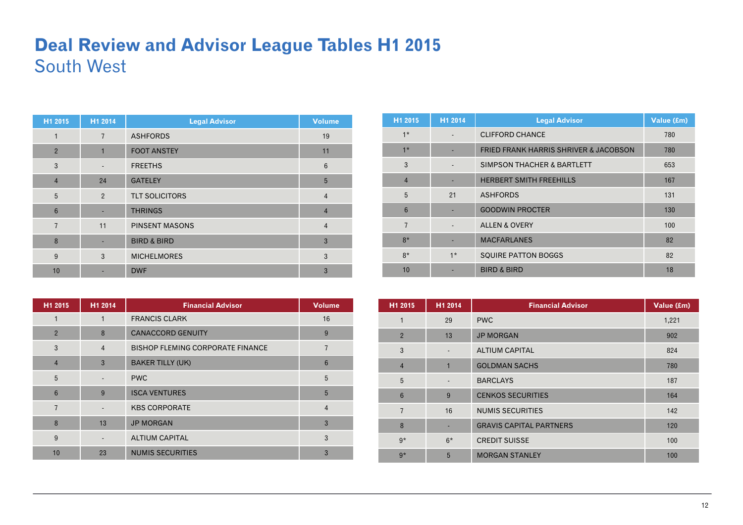# Deal Review and Advisor League Tables H1 2015

## South West

| H1 2015 | H1 2014 | Legal Advisor | Volume |
|---|---|---|---|
| 1 | 7 | ASHFORDS | 19 |
| 2 | 1 | FOOT ANSTEY | 11 |
| 3 | - | FREETHS | 6 |
| 4 | 24 | GATELEY | 5 |
| 5 | 2 | TLT SOLICITORS | 4 |
| 6 | - | THRINGS | 4 |
| 7 | 11 | PINSENT MASONS | 4 |
| 8 | - | BIRD & BIRD | 3 |
| 9 | 3 | MICHELMORES | 3 |
| 10 | - | DWF | 3 |

| H1 2015 | H1 2014 | Legal Advisor | Value (£m) |
|---|---|---|---|
| 1* | - | CLIFFORD CHANCE | 780 |
| 1* | - | FRIED FRANK HARRIS SHRIVER & JACOBSON | 780 |
| 3 | - | SIMPSON THACHER & BARTLETT | 653 |
| 4 | - | HERBERT SMITH FREEHILLS | 167 |
| 5 | 21 | ASHFORDS | 131 |
| 6 | - | GOODWIN PROCTER | 130 |
| 7 | - | ALLEN & OVERY | 100 |
| 8* | - | MACFARLANES | 82 |
| 8* | 1* | SQUIRE PATTON BOGGS | 82 |
| 10 | - | BIRD & BIRD | 18 |

| H1 2015 | H1 2014 | Financial Advisor | Volume |
|---|---|---|---|
| 1 | 1 | FRANCIS CLARK | 16 |
| 2 | 8 | CANACCORD GENUITY | 9 |
| 3 | 4 | BISHOP FLEMING CORPORATE FINANCE | 7 |
| 4 | 3 | BAKER TILLY (UK) | 6 |
| 5 | - | PWC | 5 |
| 6 | 9 | ISCA VENTURES | 5 |
| 7 | - | KBS CORPORATE | 4 |
| 8 | 13 | JP MORGAN | 3 |
| 9 | - | ALTIUM CAPITAL | 3 |
| 10 | 23 | NUMIS SECURITIES | 3 |

| H1 2015 | H1 2014 | Financial Advisor | Value (£m) |
|---|---|---|---|
| 1 | 29 | PWC | 1,221 |
| 2 | 13 | JP MORGAN | 902 |
| 3 | - | ALTIUM CAPITAL | 824 |
| 4 | 1 | GOLDMAN SACHS | 780 |
| 5 | - | BARCLAYS | 187 |
| 6 | 9 | CENKOS SECURITIES | 164 |
| 7 | 16 | NUMIS SECURITIES | 142 |
| 8 | - | GRAVIS CAPITAL PARTNERS | 120 |
| 9* | 6* | CREDIT SUISSE | 100 |
| 9* | 5 | MORGAN STANLEY | 100 |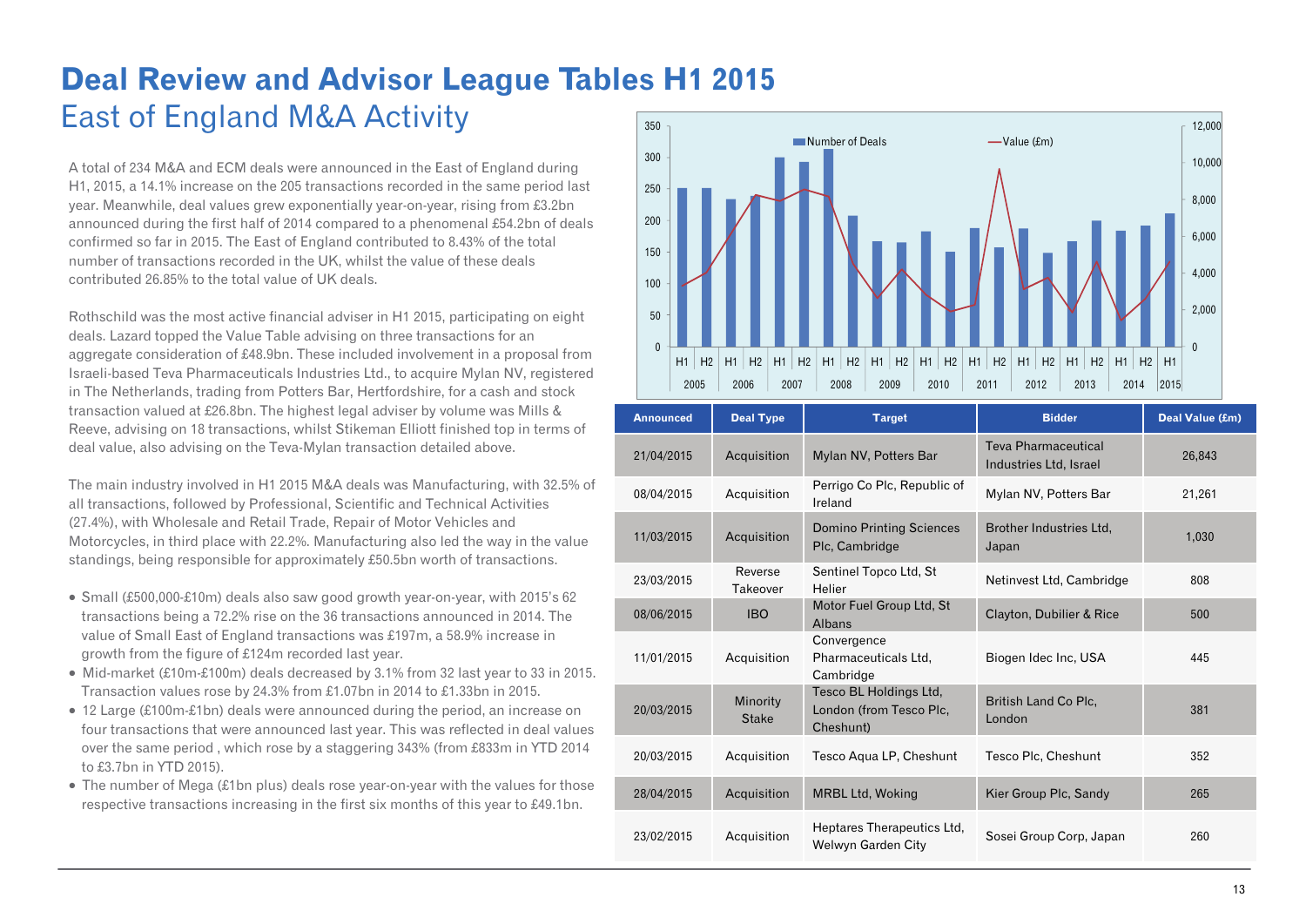# Deal Review and Advisor League Tables H1 2015

## East of England M&A Activity

A total of 234 M&A and ECM deals were announced in the East of England during H1, 2015, a 14.1% increase on the 205 transactions recorded in the same period last year. Meanwhile, deal values grew exponentially year-on-year, rising from £3.2bn announced during the first half of 2014 compared to a phenomenal £54.2bn of deals confirmed so far in 2015. The East of England contributed to 8.43% of the total number of transactions recorded in the UK, whilst the value of these deals contributed 26.85% to the total value of UK deals.

Rothschild was the most active financial adviser in H1 2015, participating on eight deals. Lazard topped the Value Table advising on three transactions for an aggregate consideration of £48.9bn. These included involvement in a proposal from Israeli-based Teva Pharmaceuticals Industries Ltd., to acquire Mylan NV, registered in The Netherlands, trading from Potters Bar, Hertfordshire, for a cash and stock transaction valued at £26.8bn. The highest legal adviser by volume was Mills & Reeve, advising on 18 transactions, whilst Stikeman Elliott finished top in terms of deal value, also advising on the Teva-Mylan transaction detailed above.

The main industry involved in H1 2015 M&A deals was Manufacturing, with 32.5% of all transactions, followed by Professional, Scientific and Technical Activities (27.4%), with Wholesale and Retail Trade, Repair of Motor Vehicles and Motorcycles, in third place with 22.2%. Manufacturing also led the way in the value standings, being responsible for approximately £50.5bn worth of transactions.

- Small (£500,000-£10m) deals also saw good growth year-on-year, with 2015's 62 transactions being a 72.2% rise on the 36 transactions announced in 2014. The value of Small East of England transactions was £197m, a 58.9% increase in growth from the figure of £124m recorded last year.
- Mid-market (£10m-£100m) deals decreased by 3.1% from 32 last year to 33 in 2015. Transaction values rose by 24.3% from £1.07bn in 2014 to £1.33bn in 2015.
- 12 Large (£100m-£1bn) deals were announced during the period, an increase on four transactions that were announced last year. This was reflected in deal values over the same period , which rose by a staggering 343% (from £833m in YTD 2014 to £3.7bn in YTD 2015).
- The number of Mega (£1bn plus) deals rose year-on-year with the values for those respective transactions increasing in the first six months of this year to £49.1bn.

| Announced | Deal Type | Target | Bidder | Deal Value (£m) |
|---|---|---|---|---|
| 21/04/2015 | Acquisition | Mylan NV, Potters Bar | Teva Pharmaceutical Industries Ltd, Israel | 26,843 |
| 08/04/2015 | Acquisition | Perrigo Co Plc, Republic of Ireland | Mylan NV, Potters Bar | 21,261 |
| 11/03/2015 | Acquisition | Domino Printing Sciences Plc, Cambridge | Brother Industries Ltd, Japan | 1,030 |
| 23/03/2015 | Reverse Takeover | Sentinel Topco Ltd, St Helier | Netinvest Ltd, Cambridge | 808 |
| 08/06/2015 | IBO | Motor Fuel Group Ltd, St Albans | Clayton, Dubilier & Rice | 500 |
| 11/01/2015 | Acquisition | Convergence Pharmaceuticals Ltd, Cambridge | Biogen Idec Inc, USA | 445 |
| 20/03/2015 | Minority Stake | Tesco BL Holdings Ltd, London (from Tesco Plc, Cheshunt) | British Land Co Plc, London | 381 |
| 20/03/2015 | Acquisition | Tesco Aqua LP, Cheshunt | Tesco Plc, Cheshunt | 352 |
| 28/04/2015 | Acquisition | MRBL Ltd, Woking | Kier Group Plc, Sandy | 265 |
| 23/02/2015 | Acquisition | Heptares Therapeutics Ltd, Welwyn Garden City | Sosei Group Corp, Japan | 260 |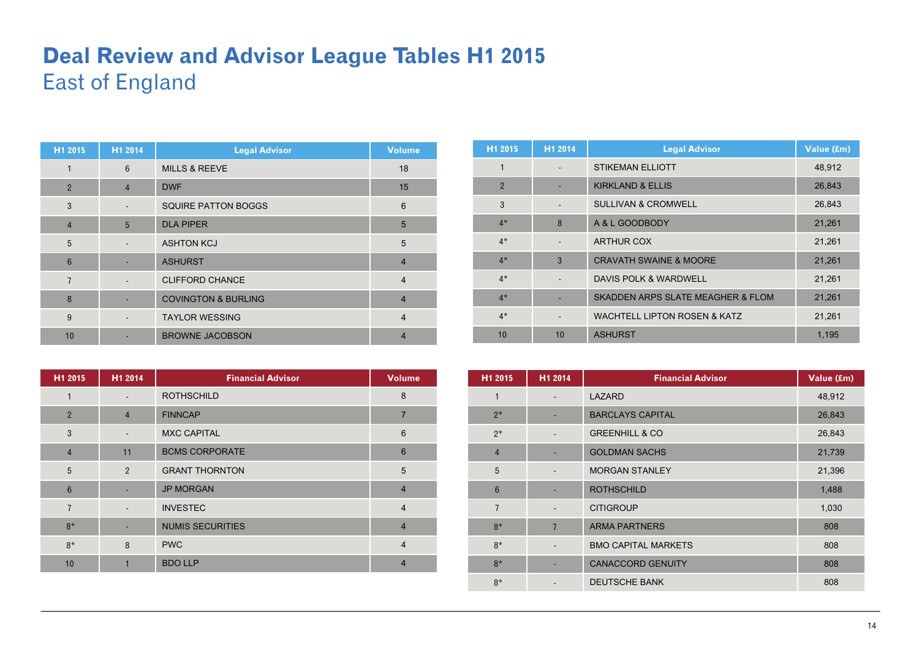# Deal Review and Advisor League Tables H1 2015

## East of England

| H1 2015 | H1 2014 | Legal Advisor | Volume |
|---|---|---|---|
| 1 | 6 | MILLS & REEVE | 18 |
| 2 | 4 | DWF | 15 |
| 3 | - | SQUIRE PATTON BOGGS | 6 |
| 4 | 5 | DLA PIPER | 5 |
| 5 | - | ASHTON KCJ | 5 |
| 6 | - | ASHURST | 4 |
| 7 | - | CLIFFORD CHANCE | 4 |
| 8 | - | COVINGTON & BURLING | 4 |
| 9 | - | TAYLOR WESSING | 4 |
| 10 | - | BROWNE JACOBSON | 4 |

| H1 2015 | H1 2014 | Legal Advisor | Value (£m) |
|---|---|---|---|
| 1 | - | STIKEMAN ELLIOTT | 48,912 |
| 2 | - | KIRKLAND & ELLIS | 26,843 |
| 3 | - | SULLIVAN & CROMWELL | 26,843 |
| 4* | 8 | A & L GOODBODY | 21,261 |
| 4* | - | ARTHUR COX | 21,261 |
| 4* | 3 | CRAVATH SWAINE & MOORE | 21,261 |
| 4* | - | DAVIS POLK & WARDWELL | 21,261 |
| 4* | - | SKADDEN ARPS SLATE MEAGHER & FLOM | 21,261 |
| 4* | - | WACHTELL LIPTON ROSEN & KATZ | 21,261 |
| 10 | 10 | ASHURST | 1,195 |

| H1 2015 | H1 2014 | Financial Advisor | Volume |
|---|---|---|---|
| 1 | - | ROTHSCHILD | 8 |
| 2 | 4 | FINNCAP | 7 |
| 3 | - | MXC CAPITAL | 6 |
| 4 | 11 | BCMS CORPORATE | 6 |
| 5 | 2 | GRANT THORNTON | 5 |
| 6 | - | JP MORGAN | 4 |
| 7 | - | INVESTEC | 4 |
| 8* | - | NUMIS SECURITIES | 4 |
| 8* | 8 | PWC | 4 |
| 10 | 1 | BDO LLP | 4 |

| H1 2015 | H1 2014 | Financial Advisor | Value (£m) |
|---|---|---|---|
| 1 | - | LAZARD | 48,912 |
| 2* | - | BARCLAYS CAPITAL | 26,843 |
| 2* | - | GREENHILL & CO | 26,843 |
| 4 | - | GOLDMAN SACHS | 21,739 |
| 5 | - | MORGAN STANLEY | 21,396 |
| 6 | - | ROTHSCHILD | 1,488 |
| 7 | - | CITIGROUP | 1,030 |
| 8* | 7 | ARMA PARTNERS | 808 |
| 8* | - | BMO CAPITAL MARKETS | 808 |
| 8* | - | CANACCORD GENUITY | 808 |
| 8* | - | DEUTSCHE BANK | 808 |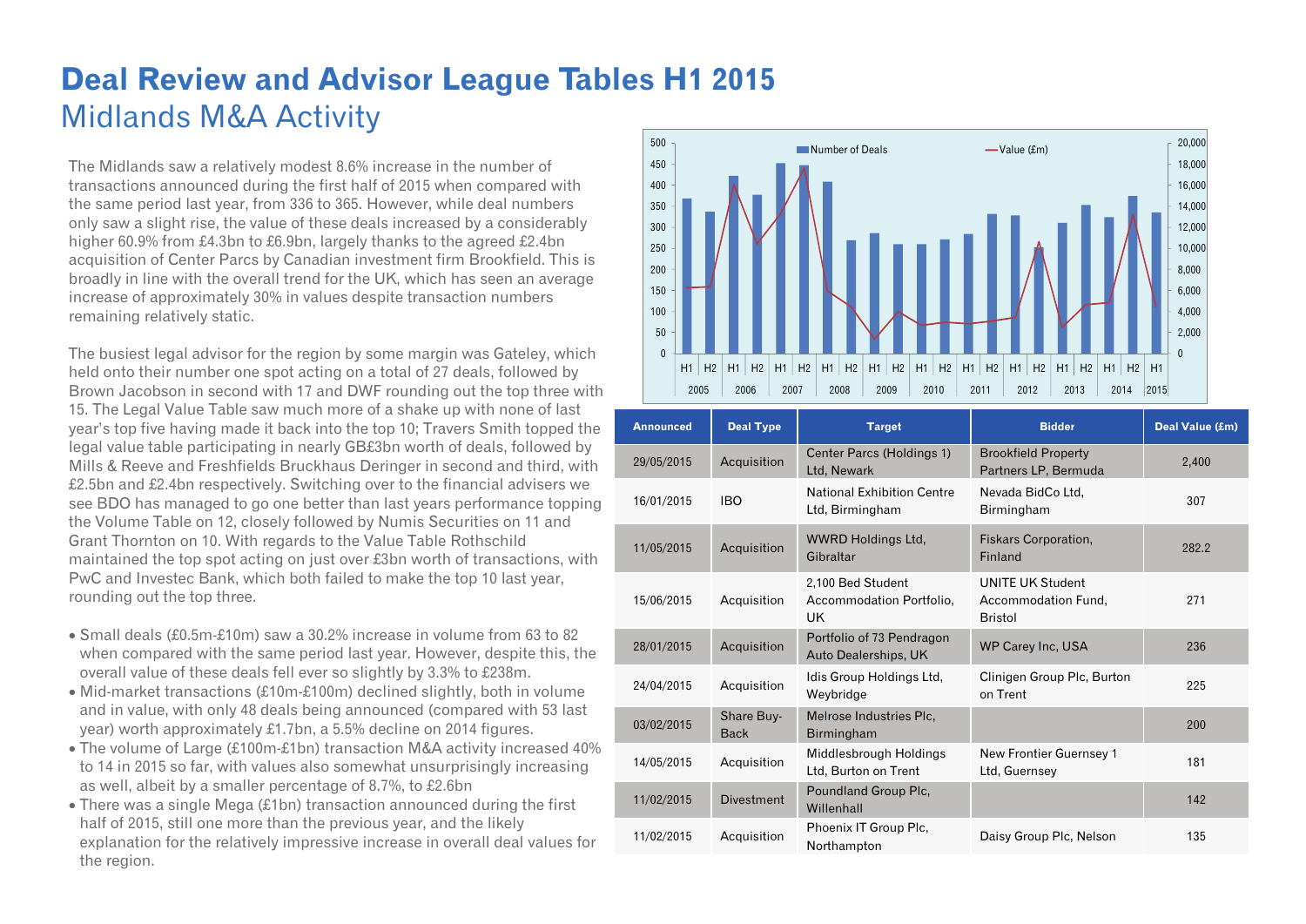# Deal Review and Advisor League Tables H1 2015

## Midlands M&A Activity

The Midlands saw a relatively modest 8.6% increase in the number of transactions announced during the first half of 2015 when compared with the same period last year, from 336 to 365. However, while deal numbers only saw a slight rise, the value of these deals increased by a considerably higher 60.9% from £4.3bn to £6.9bn, largely thanks to the agreed £2.4bn acquisition of Center Parcs by Canadian investment firm Brookfield. This is broadly in line with the overall trend for the UK, which has seen an average increase of approximately 30% in values despite transaction numbers remaining relatively static.

The busiest legal advisor for the region by some margin was Gateley, which held onto their number one spot acting on a total of 27 deals, followed by Brown Jacobson in second with 17 and DWF rounding out the top three with 15. The Legal Value Table saw much more of a shake up with none of last year's top five having made it back into the top 10; Travers Smith topped the legal value table participating in nearly GB£3bn worth of deals, followed by Mills & Reeve and Freshfields Bruckhaus Deringer in second and third, with £2.5bn and £2.4bn respectively. Switching over to the financial advisers we see BDO has managed to go one better than last years performance topping the Volume Table on 12, closely followed by Numis Securities on 11 and Grant Thornton on 10. With regards to the Value Table Rothschild maintained the top spot acting on just over £3bn worth of transactions, with PwC and Investec Bank, which both failed to make the top 10 last year, rounding out the top three.

- Small deals (£0.5m-£10m) saw a 30.2% increase in volume from 63 to 82 when compared with the same period last year. However, despite this, the overall value of these deals fell ever so slightly by 3.3% to £238m.
- Mid-market transactions (£10m-£100m) declined slightly, both in volume and in value, with only 48 deals being announced (compared with 53 last year) worth approximately £1.7bn, a 5.5% decline on 2014 figures.
- The volume of Large (£100m-£1bn) transaction M&A activity increased 40% to 14 in 2015 so far, with values also somewhat unsurprisingly increasing as well, albeit by a smaller percentage of 8.7%, to £2.6bn
- There was a single Mega (£1bn) transaction announced during the first half of 2015, still one more than the previous year, and the likely explanation for the relatively impressive increase in overall deal values for the region.

| Announced | Deal Type | Target | Bidder | Deal Value (£m) |
|---|---|---|---|---|
| 29/05/2015 | Acquisition | Center Parcs (Holdings 1) Ltd, Newark | Brookfield Property Partners LP, Bermuda | 2,400 |
| 16/01/2015 | IBO | National Exhibition Centre Ltd, Birmingham | Nevada BidCo Ltd, Birmingham | 307 |
| 11/05/2015 | Acquisition | WWRD Holdings Ltd, Gibraltar | Fiskars Corporation, Finland | 282.2 |
| 15/06/2015 | Acquisition | 2,100 Bed Student Accommodation Portfolio, UK | UNITE UK Student Accommodation Fund, Bristol | 271 |
| 28/01/2015 | Acquisition | Portfolio of 73 Pendragon Auto Dealerships, UK | WP Carey Inc, USA | 236 |
| 24/04/2015 | Acquisition | Idis Group Holdings Ltd, Weybridge | Clinigen Group Plc, Burton on Trent | 225 |
| 03/02/2015 | Share Buy-Back | Melrose Industries Plc, Birmingham | | 200 |
| 14/05/2015 | Acquisition | Middlesbrough Holdings Ltd, Burton on Trent | New Frontier Guernsey 1 Ltd, Guernsey | 181 |
| 11/02/2015 | Divestment | Poundland Group Plc, Willenhall | | 142 |
| 11/02/2015 | Acquisition | Phoenix IT Group Plc, Northampton | Daisy Group Plc, Nelson | 135 |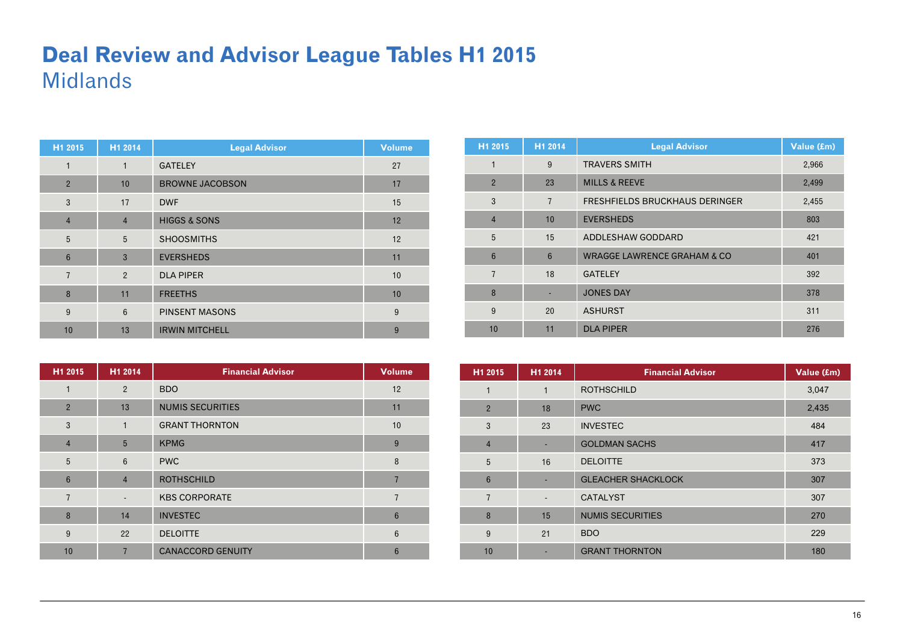# Deal Review and Advisor League Tables H1 2015

## Midlands

| H1 2015 | H1 2014 | Legal Advisor | Volume |
|---|---|---|---|
| 1 | 1 | GATELEY | 27 |
| 2 | 10 | BROWNE JACOBSON | 17 |
| 3 | 17 | DWF | 15 |
| 4 | 4 | HIGGS & SONS | 12 |
| 5 | 5 | SHOOSMITHS | 12 |
| 6 | 3 | EVERSHEDS | 11 |
| 7 | 2 | DLA PIPER | 10 |
| 8 | 11 | FREETHS | 10 |
| 9 | 6 | PINSENT MASONS | 9 |
| 10 | 13 | IRWIN MITCHELL | 9 |

| H1 2015 | H1 2014 | Legal Advisor | Value (£m) |
|---|---|---|---|
| 1 | 9 | TRAVERS SMITH | 2,966 |
| 2 | 23 | MILLS & REEVE | 2,499 |
| 3 | 7 | FRESHFIELDS BRUCKHAUS DERINGER | 2,455 |
| 4 | 10 | EVERSHEDS | 803 |
| 5 | 15 | ADDLESHAW GODDARD | 421 |
| 6 | 6 | WRAGGE LAWRENCE GRAHAM & CO | 401 |
| 7 | 18 | GATELEY | 392 |
| 8 | - | JONES DAY | 378 |
| 9 | 20 | ASHURST | 311 |
| 10 | 11 | DLA PIPER | 276 |

| H1 2015 | H1 2014 | Financial Advisor | Volume |
|---|---|---|---|
| 1 | 2 | BDO | 12 |
| 2 | 13 | NUMIS SECURITIES | 11 |
| 3 | 1 | GRANT THORNTON | 10 |
| 4 | 5 | KPMG | 9 |
| 5 | 6 | PWC | 8 |
| 6 | 4 | ROTHSCHILD | 7 |
| 7 | - | KBS CORPORATE | 7 |
| 8 | 14 | INVESTEC | 6 |
| 9 | 22 | DELOITTE | 6 |
| 10 | 7 | CANACCORD GENUITY | 6 |

| H1 2015 | H1 2014 | Financial Advisor | Value (£m) |
|---|---|---|---|
| 1 | 1 | ROTHSCHILD | 3,047 |
| 2 | 18 | PWC | 2,435 |
| 3 | 23 | INVESTEC | 484 |
| 4 | - | GOLDMAN SACHS | 417 |
| 5 | 16 | DELOITTE | 373 |
| 6 | - | GLEACHER SHACKLOCK | 307 |
| 7 | - | CATALYST | 307 |
| 8 | 15 | NUMIS SECURITIES | 270 |
| 9 | 21 | BDO | 229 |
| 10 | - | GRANT THORNTON | 180 |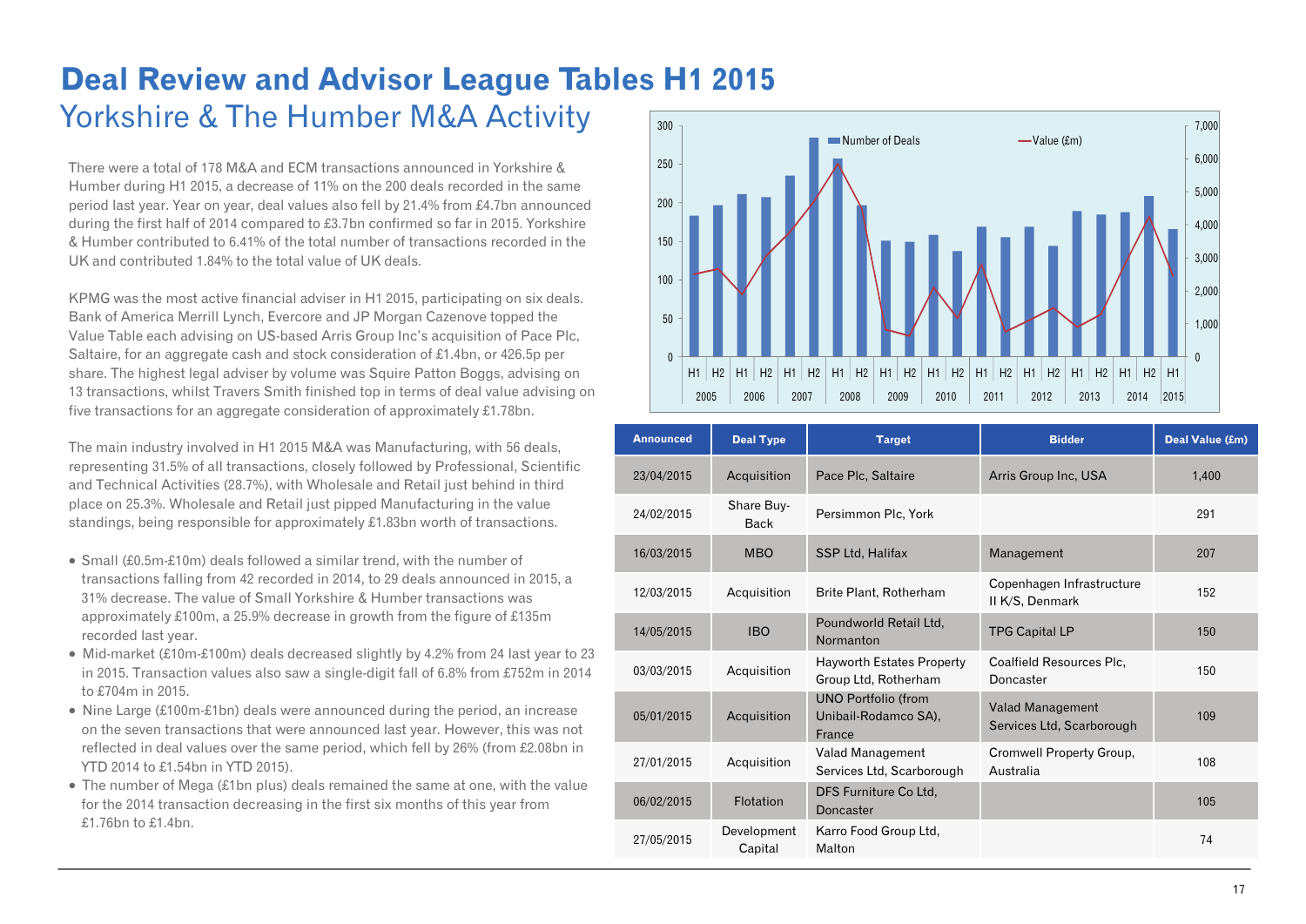# Deal Review and Advisor League Tables H1 2015

## Yorkshire & The Humber M&A Activity

There were a total of 178 M&A and ECM transactions announced in Yorkshire & Humber during H1 2015, a decrease of 11% on the 200 deals recorded in the same period last year. Year on year, deal values also fell by 21.4% from £4.7bn announced during the first half of 2014 compared to £3.7bn confirmed so far in 2015. Yorkshire & Humber contributed to 6.41% of the total number of transactions recorded in the UK and contributed 1.84% to the total value of UK deals.

KPMG was the most active financial adviser in H1 2015, participating on six deals. Bank of America Merrill Lynch, Evercore and JP Morgan Cazenove topped the Value Table each advising on US-based Arris Group Inc's acquisition of Pace Plc, Saltaire, for an aggregate cash and stock consideration of £1.4bn, or 426.5p per share. The highest legal adviser by volume was Squire Patton Boggs, advising on 13 transactions, whilst Travers Smith finished top in terms of deal value advising on five transactions for an aggregate consideration of approximately £1.78bn.

The main industry involved in H1 2015 M&A was Manufacturing, with 56 deals, representing 31.5% of all transactions, closely followed by Professional, Scientific and Technical Activities (28.7%), with Wholesale and Retail just behind in third place on 25.3%. Wholesale and Retail just pipped Manufacturing in the value standings, being responsible for approximately £1.83bn worth of transactions.

- Small (£0.5m-£10m) deals followed a similar trend, with the number of transactions falling from 42 recorded in 2014, to 29 deals announced in 2015, a 31% decrease. The value of Small Yorkshire & Humber transactions was approximately £100m, a 25.9% decrease in growth from the figure of £135m recorded last year.
- Mid-market (£10m-£100m) deals decreased slightly by 4.2% from 24 last year to 23 in 2015. Transaction values also saw a single-digit fall of 6.8% from £752m in 2014 to £704m in 2015.
- Nine Large (£100m-£1bn) deals were announced during the period, an increase on the seven transactions that were announced last year. However, this was not reflected in deal values over the same period, which fell by 26% (from £2.08bn in YTD 2014 to £1.54bn in YTD 2015).
- The number of Mega (£1bn plus) deals remained the same at one, with the value for the 2014 transaction decreasing in the first six months of this year from £1.76bn to £1.4bn.

| Announced | Deal Type | Target | Bidder | Deal Value (£m) |
|---|---|---|---|---|
| 23/04/2015 | Acquisition | Pace Plc, Saltaire | Arris Group Inc, USA | 1,400 |
| 24/02/2015 | Share Buy-Back | Persimmon Plc, York | | 291 |
| 16/03/2015 | MBO | SSP Ltd, Halifax | Management | 207 |
| 12/03/2015 | Acquisition | Brite Plant, Rotherham | Copenhagen Infrastructure II K/S, Denmark | 152 |
| 14/05/2015 | IBO | Poundworld Retail Ltd, Normanton | TPG Capital LP | 150 |
| 03/03/2015 | Acquisition | Hayworth Estates Property Group Ltd, Rotherham | Coalfield Resources Plc, Doncaster | 150 |
| 05/01/2015 | Acquisition | UNO Portfolio (from Unibail-Rodamco SA), France | Valad Management Services Ltd, Scarborough | 109 |
| 27/01/2015 | Acquisition | Valad Management Services Ltd, Scarborough | Cromwell Property Group, Australia | 108 |
| 06/02/2015 | Flotation | DFS Furniture Co Ltd, Doncaster | | 105 |
| 27/05/2015 | Development Capital | Karro Food Group Ltd, Malton | | 74 |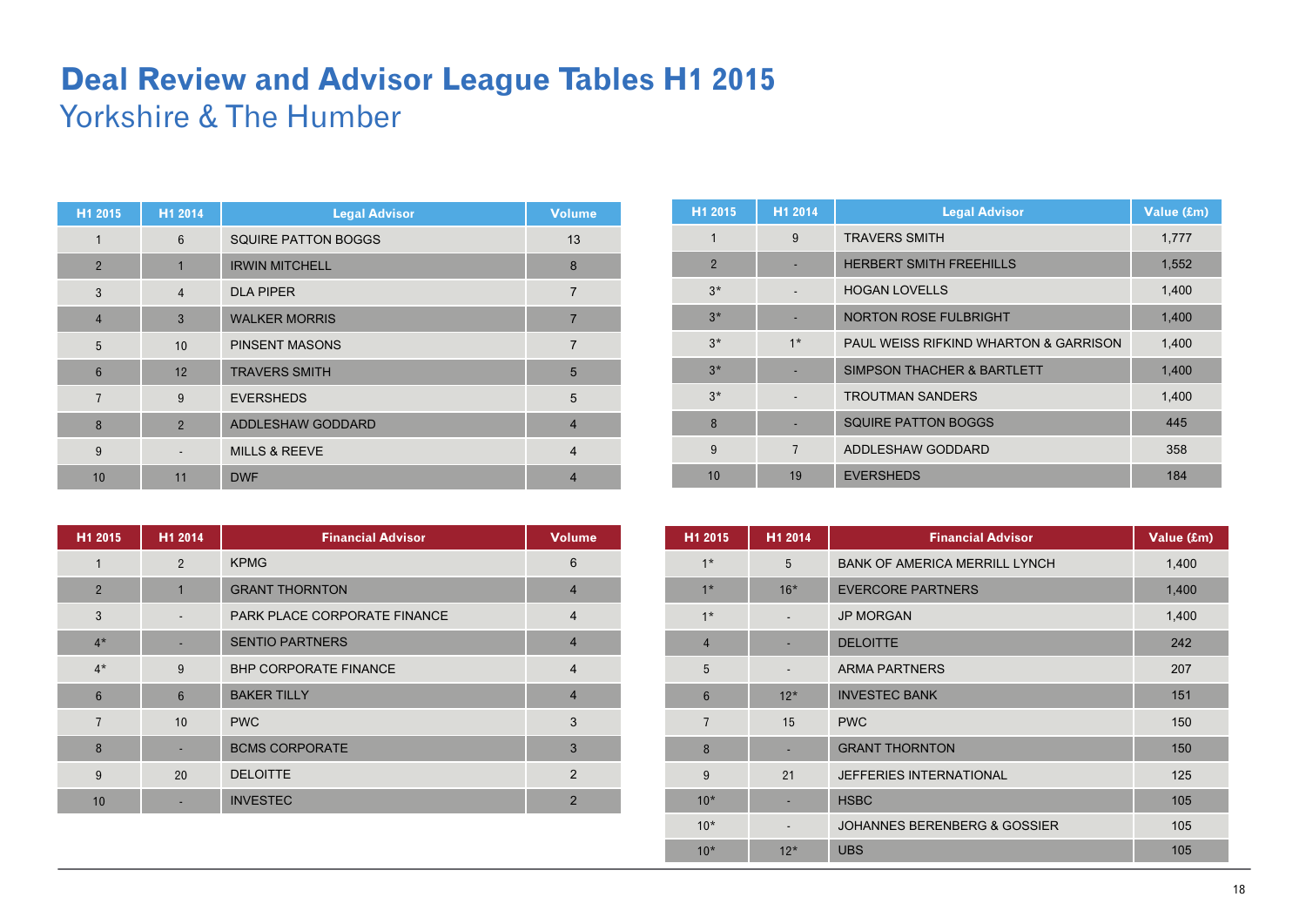# Deal Review and Advisor League Tables H1 2015

## Yorkshire & The Humber

| H1 2015 | H1 2014 | Legal Advisor | Volume |
|---|---|---|---|
| 1 | 6 | SQUIRE PATTON BOGGS | 13 |
| 2 | 1 | IRWIN MITCHELL | 8 |
| 3 | 4 | DLA PIPER | 7 |
| 4 | 3 | WALKER MORRIS | 7 |
| 5 | 10 | PINSENT MASONS | 7 |
| 6 | 12 | TRAVERS SMITH | 5 |
| 7 | 9 | EVERSHEDS | 5 |
| 8 | 2 | ADDLESHAW GODDARD | 4 |
| 9 | - | MILLS & REEVE | 4 |
| 10 | 11 | DWF | 4 |

| H1 2015 | H1 2014 | Legal Advisor | Value (£m) |
|---|---|---|---|
| 1 | 9 | TRAVERS SMITH | 1,777 |
| 2 | - | HERBERT SMITH FREEHILLS | 1,552 |
| 3* | - | HOGAN LOVELLS | 1,400 |
| 3* | - | NORTON ROSE FULBRIGHT | 1,400 |
| 3* | 1* | PAUL WEISS RIFKIND WHARTON & GARRISON | 1,400 |
| 3* | - | SIMPSON THACHER & BARTLETT | 1,400 |
| 3* | - | TROUTMAN SANDERS | 1,400 |
| 8 | - | SQUIRE PATTON BOGGS | 445 |
| 9 | 7 | ADDLESHAW GODDARD | 358 |
| 10 | 19 | EVERSHEDS | 184 |

| H1 2015 | H1 2014 | Financial Advisor | Volume |
|---|---|---|---|
| 1 | 2 | KPMG | 6 |
| 2 | 1 | GRANT THORNTON | 4 |
| 3 | - | PARK PLACE CORPORATE FINANCE | 4 |
| 4* | - | SENTIO PARTNERS | 4 |
| 4* | 9 | BHP CORPORATE FINANCE | 4 |
| 6 | 6 | BAKER TILLY | 4 |
| 7 | 10 | PWC | 3 |
| 8 | - | BCMS CORPORATE | 3 |
| 9 | 20 | DELOITTE | 2 |
| 10 | - | INVESTEC | 2 |

| H1 2015 | H1 2014 | Financial Advisor | Value (£m) |
|---|---|---|---|
| 1* | 5 | BANK OF AMERICA MERRILL LYNCH | 1,400 |
| 1* | 16* | EVERCORE PARTNERS | 1,400 |
| 1* | - | JP MORGAN | 1,400 |
| 4 | - | DELOITTE | 242 |
| 5 | - | ARMA PARTNERS | 207 |
| 6 | 12* | INVESTEC BANK | 151 |
| 7 | 15 | PWC | 150 |
| 8 | - | GRANT THORNTON | 150 |
| 9 | 21 | JEFFERIES INTERNATIONAL | 125 |
| 10* | - | HSBC | 105 |
| 10* | - | JOHANNES BERENBERG & GOSSIER | 105 |
| 10* | 12* | UBS | 105 |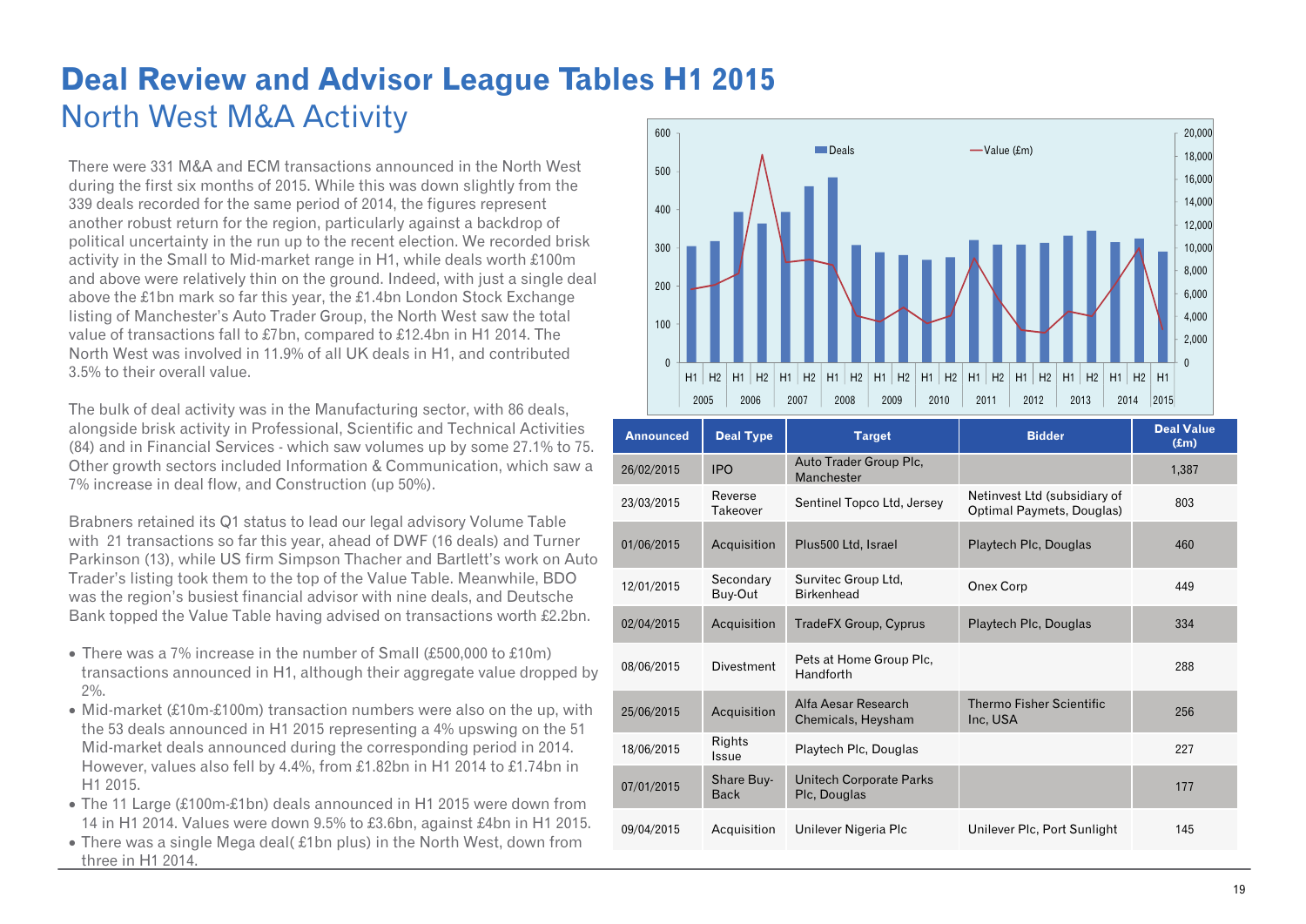# Deal Review and Advisor League Tables H1 2015

## North West M&A Activity

There were 331 M&A and ECM transactions announced in the North West during the first six months of 2015. While this was down slightly from the 339 deals recorded for the same period of 2014, the figures represent another robust return for the region, particularly against a backdrop of political uncertainty in the run up to the recent election. We recorded brisk activity in the Small to Mid-market range in H1, while deals worth £100m and above were relatively thin on the ground. Indeed, with just a single deal above the £1bn mark so far this year, the £1.4bn London Stock Exchange listing of Manchester's Auto Trader Group, the North West saw the total value of transactions fall to £7bn, compared to £12.4bn in H1 2014. The North West was involved in 11.9% of all UK deals in H1, and contributed 3.5% to their overall value.

The bulk of deal activity was in the Manufacturing sector, with 86 deals, alongside brisk activity in Professional, Scientific and Technical Activities (84) and in Financial Services - which saw volumes up by some 27.1% to 75. Other growth sectors included Information & Communication, which saw a 7% increase in deal flow, and Construction (up 50%).

Brabners retained its Q1 status to lead our legal advisory Volume Table with 21 transactions so far this year, ahead of DWF (16 deals) and Turner Parkinson (13), while US firm Simpson Thacher and Bartlett's work on Auto Trader's listing took them to the top of the Value Table. Meanwhile, BDO was the region's busiest financial advisor with nine deals, and Deutsche Bank topped the Value Table having advised on transactions worth £2.2bn.

- There was a 7% increase in the number of Small (£500,000 to £10m) transactions announced in H1, although their aggregate value dropped by 2%.
- Mid-market (£10m-£100m) transaction numbers were also on the up, with the 53 deals announced in H1 2015 representing a 4% upswing on the 51 Mid-market deals announced during the corresponding period in 2014. However, values also fell by 4.4%, from £1.82bn in H1 2014 to £1.74bn in H1 2015.
- The 11 Large (£100m-£1bn) deals announced in H1 2015 were down from 14 in H1 2014. Values were down 9.5% to £3.6bn, against £4bn in H1 2015.
- There was a single Mega deal( £1bn plus) in the North West, down from three in H1 2014.

| Announced | Deal Type | Target | Bidder | Deal Value (£m) |
|---|---|---|---|---|
| 26/02/2015 | IPO | Auto Trader Group Plc, Manchester | | 1,387 |
| 23/03/2015 | Reverse Takeover | Sentinel Topco Ltd, Jersey | Netinvest Ltd (subsidiary of Optimal Payments, Douglas) | 803 |
| 01/06/2015 | Acquisition | Plus500 Ltd, Israel | Playtech Plc, Douglas | 460 |
| 12/01/2015 | Secondary Buy-Out | Survitec Group Ltd, Birkenhead | Onex Corp | 449 |
| 02/04/2015 | Acquisition | TradeFX Group, Cyprus | Playtech Plc, Douglas | 334 |
| 08/06/2015 | Divestment | Pets at Home Group Plc, Handforth | | 288 |
| 25/06/2015 | Acquisition | Alfa Aesar Research Chemicals, Heysham | Thermo Fisher Scientific Inc, USA | 256 |
| 18/06/2015 | Rights Issue | Playtech Plc, Douglas | | 227 |
| 07/01/2015 | Share Buy-Back | Unitech Corporate Parks Plc, Douglas | | 177 |
| 09/04/2015 | Acquisition | Unilever Nigeria Plc | Unilever Plc, Port Sunlight | 145 |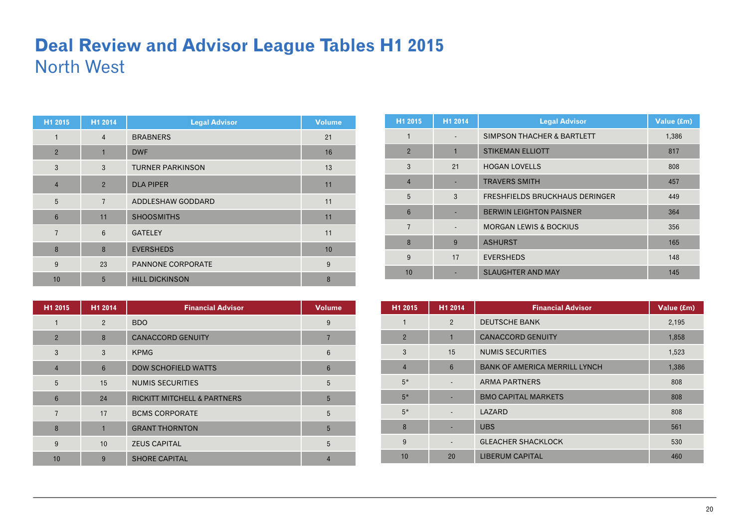# Deal Review and Advisor League Tables H1 2015

## North West

| H1 2015 | H1 2014 | Legal Advisor | Volume |
|---|---|---|---|
| 1 | 4 | BRABNERS | 21 |
| 2 | 1 | DWF | 16 |
| 3 | 3 | TURNER PARKINSON | 13 |
| 4 | 2 | DLA PIPER | 11 |
| 5 | 7 | ADDLESHAW GODDARD | 11 |
| 6 | 11 | SHOOSMITHS | 11 |
| 7 | 6 | GATELEY | 11 |
| 8 | 8 | EVERSHEDS | 10 |
| 9 | 23 | PANNONE CORPORATE | 9 |
| 10 | 5 | HILL DICKINSON | 8 |

| H1 2015 | H1 2014 | Legal Advisor | Value (£m) |
|---|---|---|---|
| 1 | - | SIMPSON THACHER & BARTLETT | 1,386 |
| 2 | 1 | STIKEMAN ELLIOTT | 817 |
| 3 | 21 | HOGAN LOVELLS | 808 |
| 4 | - | TRAVERS SMITH | 457 |
| 5 | 3 | FRESHFIELDS BRUCKHAUS DERINGER | 449 |
| 6 | - | BERWIN LEIGHTON PAISNER | 364 |
| 7 | - | MORGAN LEWIS & BOCKIUS | 356 |
| 8 | 9 | ASHURST | 165 |
| 9 | 17 | EVERSHEDS | 148 |
| 10 | - | SLAUGHTER AND MAY | 145 |

| H1 2015 | H1 2014 | Financial Advisor | Volume |
|---|---|---|---|
| 1 | 2 | BDO | 9 |
| 2 | 8 | CANACCORD GENUITY | 7 |
| 3 | 3 | KPMG | 6 |
| 4 | 6 | DOW SCHOFIELD WATTS | 6 |
| 5 | 15 | NUMIS SECURITIES | 5 |
| 6 | 24 | RICKITT MITCHELL & PARTNERS | 5 |
| 7 | 17 | BCMS CORPORATE | 5 |
| 8 | 1 | GRANT THORNTON | 5 |
| 9 | 10 | ZEUS CAPITAL | 5 |
| 10 | 9 | SHORE CAPITAL | 4 |

| H1 2015 | H1 2014 | Financial Advisor | Value (£m) |
|---|---|---|---|
| 1 | 2 | DEUTSCHE BANK | 2,195 |
| 2 | 1 | CANACCORD GENUITY | 1,858 |
| 3 | 15 | NUMIS SECURITIES | 1,523 |
| 4 | 6 | BANK OF AMERICA MERRILL LYNCH | 1,386 |
| 5* | - | ARMA PARTNERS | 808 |
| 5* | - | BMO CAPITAL MARKETS | 808 |
| 5* | - | LAZARD | 808 |
| 8 | - | UBS | 561 |
| 9 | - | GLEACHER SHACKLOCK | 530 |
| 10 | 20 | LIBERUM CAPITAL | 460 |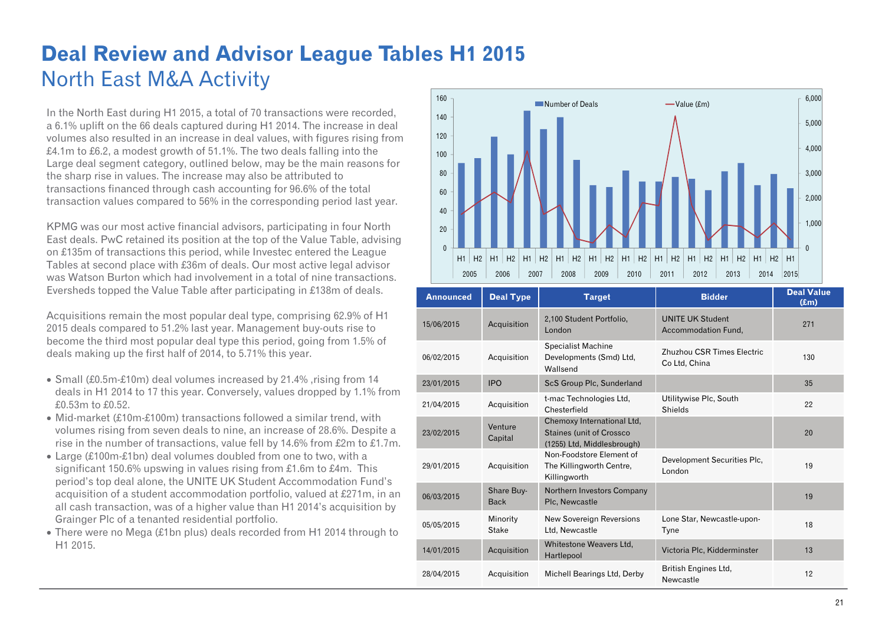# Deal Review and Advisor League Tables H1 2015

## North East M&A Activity

In the North East during H1 2015, a total of 70 transactions were recorded, a 6.1% uplift on the 66 deals captured during H1 2014. The increase in deal volumes also resulted in an increase in deal values, with figures rising from £4.1m to £6.2, a modest growth of 51.1%. The two deals falling into the Large deal segment category, outlined below, may be the main reasons for the sharp rise in values. The increase may also be attributed to transactions financed through cash accounting for 96.6% of the total transaction values compared to 56% in the corresponding period last year.

KPMG was our most active financial advisors, participating in four North East deals. PwC retained its position at the top of the Value Table, advising on £135m of transactions this period, while Investec entered the League Tables at second place with £36m of deals. Our most active legal advisor was Watson Burton which had involvement in a total of nine transactions. Eversheds topped the Value Table after participating in £138m of deals.

Acquisitions remain the most popular deal type, comprising 62.9% of H1 2015 deals compared to 51.2% last year. Management buy-outs rise to become the third most popular deal type this period, going from 1.5% of deals making up the first half of 2014, to 5.71% this year.

- Small (£0.5m-£10m) deal volumes increased by 21.4% ,rising from 14 deals in H1 2014 to 17 this year. Conversely, values dropped by 1.1% from £0.53m to £0.52.
- Mid-market (£10m-£100m) transactions followed a similar trend, with volumes rising from seven deals to nine, an increase of 28.6%. Despite a rise in the number of transactions, value fell by 14.6% from £2m to £1.7m.
- Large (£100m-£1bn) deal volumes doubled from one to two, with a significant 150.6% upswing in values rising from £1.6m to £4m. This period's top deal alone, the UNITE UK Student Accommodation Fund's acquisition of a student accommodation portfolio, valued at £271m, in an all cash transaction, was of a higher value than H1 2014's acquisition by Grainger Plc of a tenanted residential portfolio.
- There were no Mega (£1bn plus) deals recorded from H1 2014 through to H1 2015.

| Announced | Deal Type | Target | Bidder | Deal Value (£m) |
|---|---|---|---|---|
| 15/06/2015 | Acquisition | 2,100 Student Portfolio, London | UNITE UK Student Accommodation Fund, | 271 |
| 06/02/2015 | Acquisition | Specialist Machine Developments (Smd) Ltd, Wallsend | Zhuzhou CSR Times Electric Co Ltd, China | 130 |
| 23/01/2015 | IPO | ScS Group Plc, Sunderland | | 35 |
| 21/04/2015 | Acquisition | t-mac Technologies Ltd, Chesterfield | Utilitywise Plc, South Shields | 22 |
| 23/02/2015 | Venture Capital | Chemoxy International Ltd, Staines (unit of Crossco (1255) Ltd, Middlesbrough) | | 20 |
| 29/01/2015 | Acquisition | Non-Foodstore Element of The Killingworth Centre, Killingworth | Development Securities Plc, London | 19 |
| 06/03/2015 | Share Buy-Back | Northern Investors Company Plc, Newcastle | | 19 |
| 05/05/2015 | Minority Stake | New Sovereign Reversions Ltd, Newcastle | Lone Star, Newcastle-upon-Tyne | 18 |
| 14/01/2015 | Acquisition | Whitestone Weavers Ltd, Hartlepool | Victoria Plc, Kidderminster | 13 |
| 28/04/2015 | Acquisition | Michell Bearings Ltd, Derby | British Engines Ltd, Newcastle | 12 |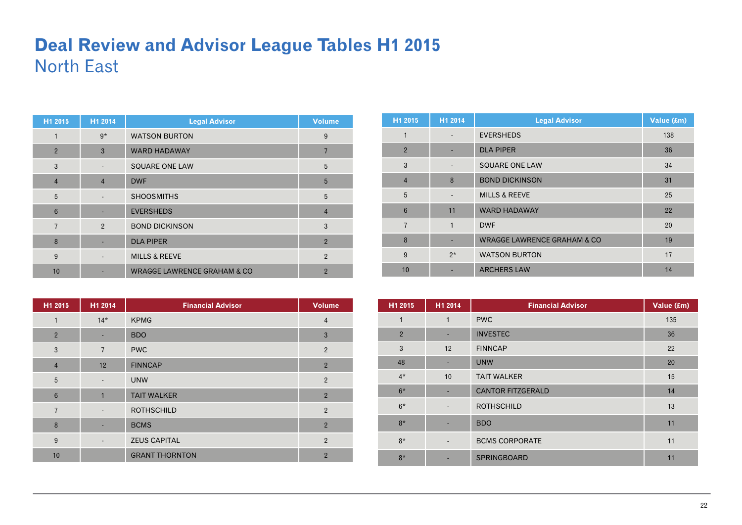# Deal Review and Advisor League Tables H1 2015

## North East

| H1 2015 | H1 2014 | Legal Advisor | Volume |
|---|---|---|---|
| 1 | 9* | WATSON BURTON | 9 |
| 2 | 3 | WARD HADAWAY | 7 |
| 3 | - | SQUARE ONE LAW | 5 |
| 4 | 4 | DWF | 5 |
| 5 | - | SHOOSMITHS | 5 |
| 6 | - | EVERSHEDS | 4 |
| 7 | 2 | BOND DICKINSON | 3 |
| 8 | - | DLA PIPER | 2 |
| 9 | - | MILLS & REEVE | 2 |
| 10 | - | WRAGGE LAWRENCE GRAHAM & CO | 2 |

| H1 2015 | H1 2014 | Legal Advisor | Value (£m) |
|---|---|---|---|
| 1 | - | EVERSHEDS | 138 |
| 2 | - | DLA PIPER | 36 |
| 3 | - | SQUARE ONE LAW | 34 |
| 4 | 8 | BOND DICKINSON | 31 |
| 5 | - | MILLS & REEVE | 25 |
| 6 | 11 | WARD HADAWAY | 22 |
| 7 | 1 | DWF | 20 |
| 8 | - | WRAGGE LAWRENCE GRAHAM & CO | 19 |
| 9 | 2* | WATSON BURTON | 17 |
| 10 | - | ARCHERS LAW | 14 |

| H1 2015 | H1 2014 | Financial Advisor | Volume |
|---|---|---|---|
| 1 | 14* | KPMG | 4 |
| 2 | - | BDO | 3 |
| 3 | 7 | PWC | 2 |
| 4 | 12 | FINNCAP | 2 |
| 5 | - | UNW | 2 |
| 6 | 1 | TAIT WALKER | 2 |
| 7 | - | ROTHSCHILD | 2 |
| 8 | - | BCMS | 2 |
| 9 | - | ZEUS CAPITAL | 2 |
| 10 | | GRANT THORNTON | 2 |

| H1 2015 | H1 2014 | Financial Advisor | Value (£m) |
|---|---|---|---|
| 1 | 1 | PWC | 135 |
| 2 | - | INVESTEC | 36 |
| 3 | 12 | FINNCAP | 22 |
| 48 | - | UNW | 20 |
| 4* | 10 | TAIT WALKER | 15 |
| 6* | - | CANTOR FITZGERALD | 14 |
| 6* | - | ROTHSCHILD | 13 |
| 8* | - | BDO | 11 |
| 8* | - | BCMS CORPORATE | 11 |
| 8* | - | SPRINGBOARD | 11 |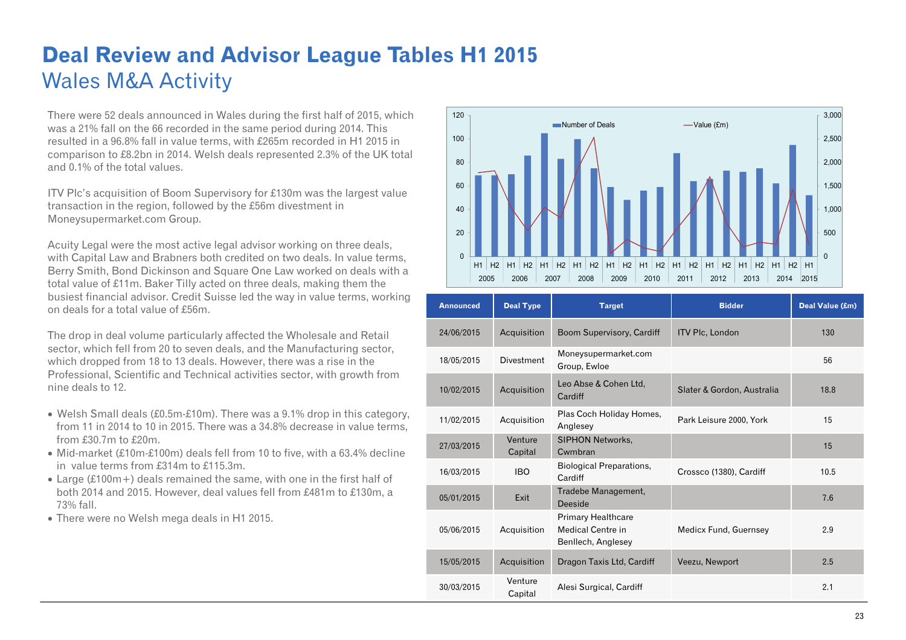# Deal Review and Advisor League Tables H1 2015

## Wales M&A Activity

There were 52 deals announced in Wales during the first half of 2015, which was a 21% fall on the 66 recorded in the same period during 2014. This resulted in a 96.8% fall in value terms, with £265m recorded in H1 2015 in comparison to £8.2bn in 2014. Welsh deals represented 2.3% of the UK total and 0.1% of the total values.

ITV Plc's acquisition of Boom Supervisory for £130m was the largest value transaction in the region, followed by the £56m divestment in Moneysupermarket.com Group.

Acuity Legal were the most active legal advisor working on three deals, with Capital Law and Brabners both credited on two deals. In value terms, Berry Smith, Bond Dickinson and Square One Law worked on deals with a total value of £11m. Baker Tilly acted on three deals, making them the busiest financial advisor. Credit Suisse led the way in value terms, working on deals for a total value of £56m.

The drop in deal volume particularly affected the Wholesale and Retail sector, which fell from 20 to seven deals, and the Manufacturing sector, which dropped from 18 to 13 deals. However, there was a rise in the Professional, Scientific and Technical activities sector, with growth from nine deals to 12.

- Welsh Small deals (£0.5m-£10m). There was a 9.1% drop in this category, from 11 in 2014 to 10 in 2015. There was a 34.8% decrease in value terms, from £30.7m to £20m.
- Mid-market (£10m-£100m) deals fell from 10 to five, with a 63.4% decline in value terms from £314m to £115.3m.
- Large (£100m+) deals remained the same, with one in the first half of both 2014 and 2015. However, deal values fell from £481m to £130m, a 73% fall.
- There were no Welsh mega deals in H1 2015.

| Announced | Deal Type | Target | Bidder | Deal Value (£m) |
|---|---|---|---|---|
| 24/06/2015 | Acquisition | Boom Supervisory, Cardiff | ITV Plc, London | 130 |
| 18/05/2015 | Divestment | Moneysupermarket.com Group, Ewloe | | 56 |
| 10/02/2015 | Acquisition | Leo Abse & Cohen Ltd, Cardiff | Slater & Gordon, Australia | 18.8 |
| 11/02/2015 | Acquisition | Plas Coch Holiday Homes, Anglesey | Park Leisure 2000, York | 15 |
| 27/03/2015 | Venture Capital | SIPHON Networks, Cwmbran | | 15 |
| 16/03/2015 | IBO | Biological Preparations, Cardiff | Crossco (1380), Cardiff | 10.5 |
| 05/01/2015 | Exit | Tradebe Management, Deeside | | 7.6 |
| 05/06/2015 | Acquisition | Primary Healthcare Medical Centre in Benllech, Anglesey | Medicx Fund, Guernsey | 2.9 |
| 15/05/2015 | Acquisition | Dragon Taxis Ltd, Cardiff | Veezu, Newport | 2.5 |
| 30/03/2015 | Venture Capital | Alesi Surgical, Cardiff | | 2.1 |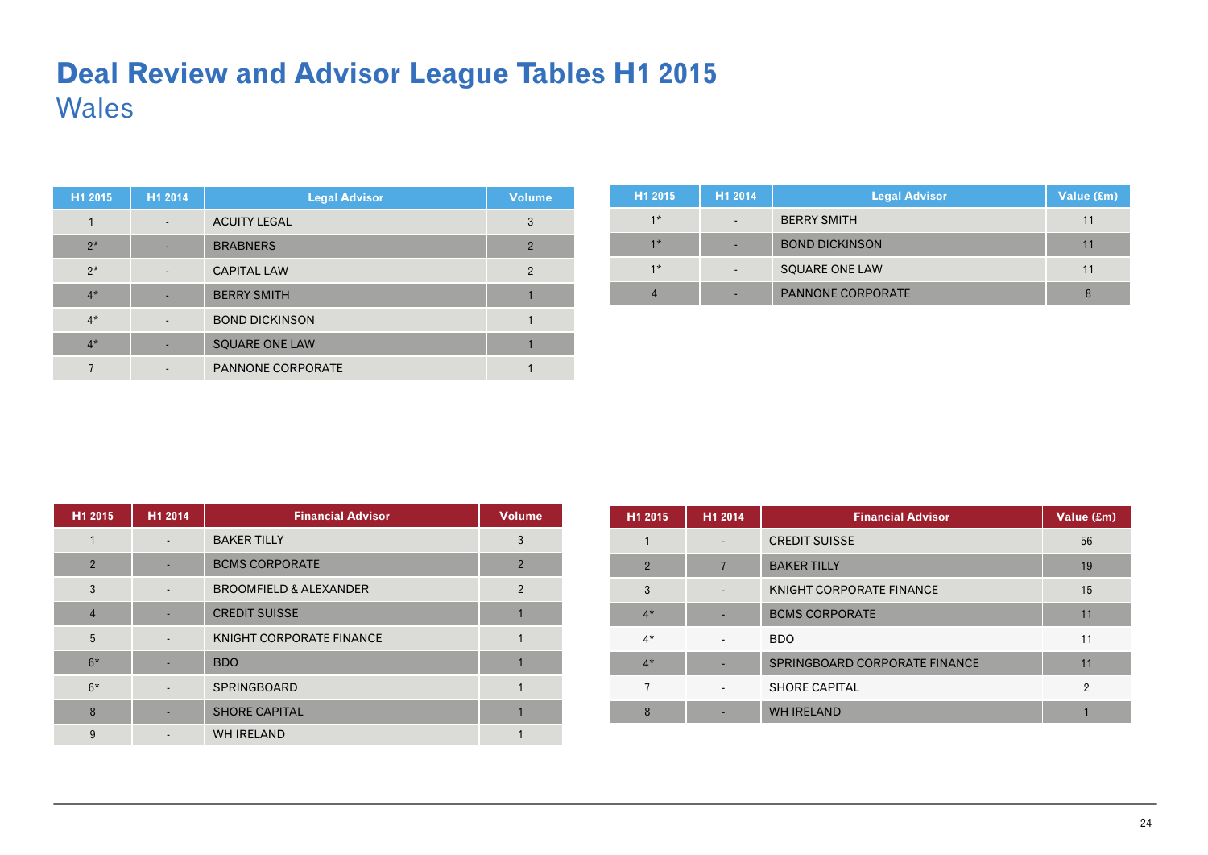# Deal Review and Advisor League Tables H1 2015

## Wales

| H1 2015 | H1 2014 | Legal Advisor | Volume |
|---|---|---|---|
| 1 | - | ACUITY LEGAL | 3 |
| 2* | - | BRABNERS | 2 |
| 2* | - | CAPITAL LAW | 2 |
| 4* | - | BERRY SMITH | 1 |
| 4* | - | BOND DICKINSON | 1 |
| 4* | - | SQUARE ONE LAW | 1 |
| 7 | - | PANNONE CORPORATE | 1 |

| H1 2015 | H1 2014 | Legal Advisor | Value (£m) |
|---|---|---|---|
| 1* | - | BERRY SMITH | 11 |
| 1* | - | BOND DICKINSON | 11 |
| 1* | - | SQUARE ONE LAW | 11 |
| 4 | - | PANNONE CORPORATE | 8 |

| H1 2015 | H1 2014 | Financial Advisor | Volume |
|---|---|---|---|
| 1 | - | BAKER TILLY | 3 |
| 2 | - | BCMS CORPORATE | 2 |
| 3 | - | BROOMFIELD & ALEXANDER | 2 |
| 4 | - | CREDIT SUISSE | 1 |
| 5 | - | KNIGHT CORPORATE FINANCE | 1 |
| 6* | - | BDO | 1 |
| 6* | - | SPRINGBOARD | 1 |
| 8 | - | SHORE CAPITAL | 1 |
| 9 | - | WH IRELAND | 1 |

| H1 2015 | H1 2014 | Financial Advisor | Value (£m) |
|---|---|---|---|
| 1 | - | CREDIT SUISSE | 56 |
| 2 | 7 | BAKER TILLY | 19 |
| 3 | - | KNIGHT CORPORATE FINANCE | 15 |
| 4* | - | BCMS CORPORATE | 11 |
| 4* | - | BDO | 11 |
| 4* | - | SPRINGBOARD CORPORATE FINANCE | 11 |
| 7 | - | SHORE CAPITAL | 2 |
| 8 | - | WH IRELAND | 1 |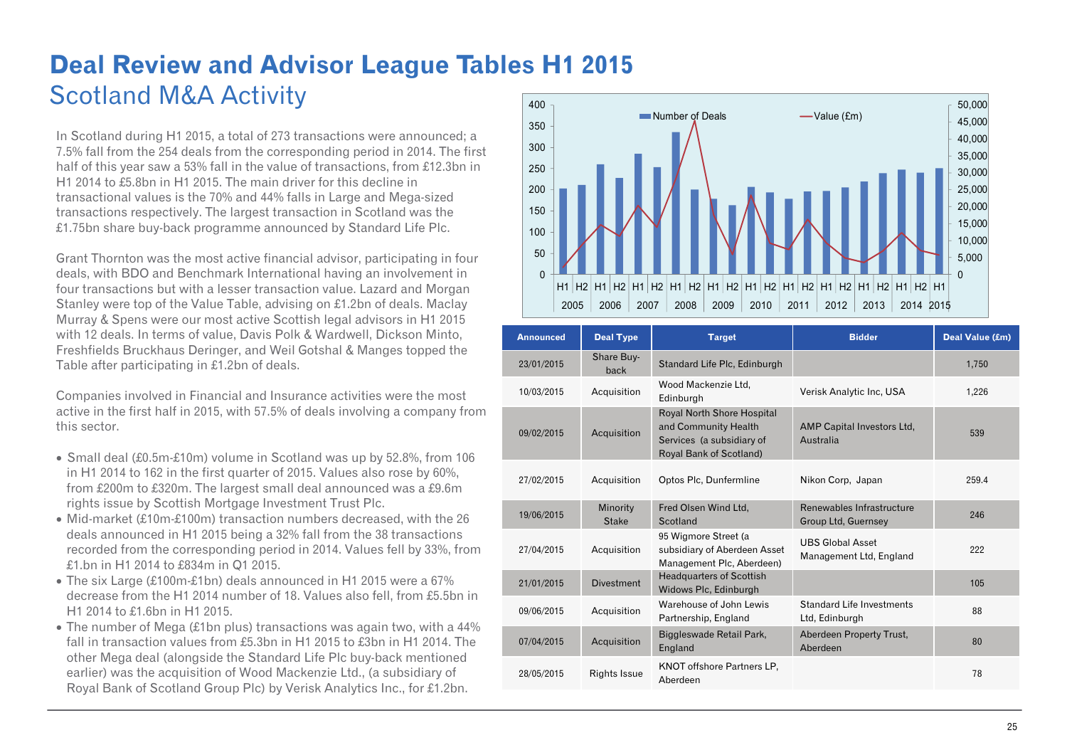# Deal Review and Advisor League Tables H1 2015

## Scotland M&A Activity

In Scotland during H1 2015, a total of 273 transactions were announced; a 7.5% fall from the 254 deals from the corresponding period in 2014. The first half of this year saw a 53% fall in the value of transactions, from £12.3bn in H1 2014 to £5.8bn in H1 2015. The main driver for this decline in transactional values is the 70% and 44% falls in Large and Mega-sized transactions respectively. The largest transaction in Scotland was the £1.75bn share buy-back programme announced by Standard Life Plc.

Grant Thornton was the most active financial advisor, participating in four deals, with BDO and Benchmark International having an involvement in four transactions but with a lesser transaction value. Lazard and Morgan Stanley were top of the Value Table, advising on £1.2bn of deals. Maclay Murray & Spens were our most active Scottish legal advisors in H1 2015 with 12 deals. In terms of value, Davis Polk & Wardwell, Dickson Minto, Freshfields Bruckhaus Deringer, and Weil Gotshal & Manges topped the Table after participating in £1.2bn of deals.

Companies involved in Financial and Insurance activities were the most active in the first half in 2015, with 57.5% of deals involving a company from this sector.

- Small deal (£0.5m-£10m) volume in Scotland was up by 52.8%, from 106 in H1 2014 to 162 in the first quarter of 2015. Values also rose by 60%, from £200m to £320m. The largest small deal announced was a £9.6m rights issue by Scottish Mortgage Investment Trust Plc.
- Mid-market (£10m-£100m) transaction numbers decreased, with the 26 deals announced in H1 2015 being a 32% fall from the 38 transactions recorded from the corresponding period in 2014. Values fell by 33%, from £1.bn in H1 2014 to £834m in Q1 2015.
- The six Large (£100m-£1bn) deals announced in H1 2015 were a 67% decrease from the H1 2014 number of 18. Values also fell, from £5.5bn in H1 2014 to £1.6bn in H1 2015.
- The number of Mega (£1bn plus) transactions was again two, with a 44% fall in transaction values from £5.3bn in H1 2015 to £3bn in H1 2014. The other Mega deal (alongside the Standard Life Plc buy-back mentioned earlier) was the acquisition of Wood Mackenzie Ltd., (a subsidiary of Royal Bank of Scotland Group Plc) by Verisk Analytics Inc., for £1.2bn.

| Announced | Deal Type | Target | Bidder | Deal Value (£m) |
|---|---|---|---|---|
| 23/01/2015 | Share Buy-back | Standard Life Plc, Edinburgh | | 1,750 |
| 10/03/2015 | Acquisition | Wood Mackenzie Ltd, Edinburgh | Verisk Analytic Inc, USA | 1,226 |
| 09/02/2015 | Acquisition | Royal North Shore Hospital and Community Health Services (a subsidiary of Royal Bank of Scotland) | AMP Capital Investors Ltd, Australia | 539 |
| 27/02/2015 | Acquisition | Optos Plc, Dunfermline | Nikon Corp, Japan | 259.4 |
| 19/06/2015 | Minority Stake | Fred Olsen Wind Ltd, Scotland | Renewables Infrastructure Group Ltd, Guernsey | 246 |
| 27/04/2015 | Acquisition | 95 Wigmore Street (a subsidiary of Aberdeen Asset Management Plc, Aberdeen) | UBS Global Asset Management Ltd, England | 222 |
| 21/01/2015 | Divestment | Headquarters of Scottish Widows Plc, Edinburgh | | 105 |
| 09/06/2015 | Acquisition | Warehouse of John Lewis Partnership, England | Standard Life Investments Ltd, Edinburgh | 88 |
| 07/04/2015 | Acquisition | Biggleswade Retail Park, England | Aberdeen Property Trust, Aberdeen | 80 |
| 28/05/2015 | Rights Issue | KNOT offshore Partners LP, Aberdeen | | 78 |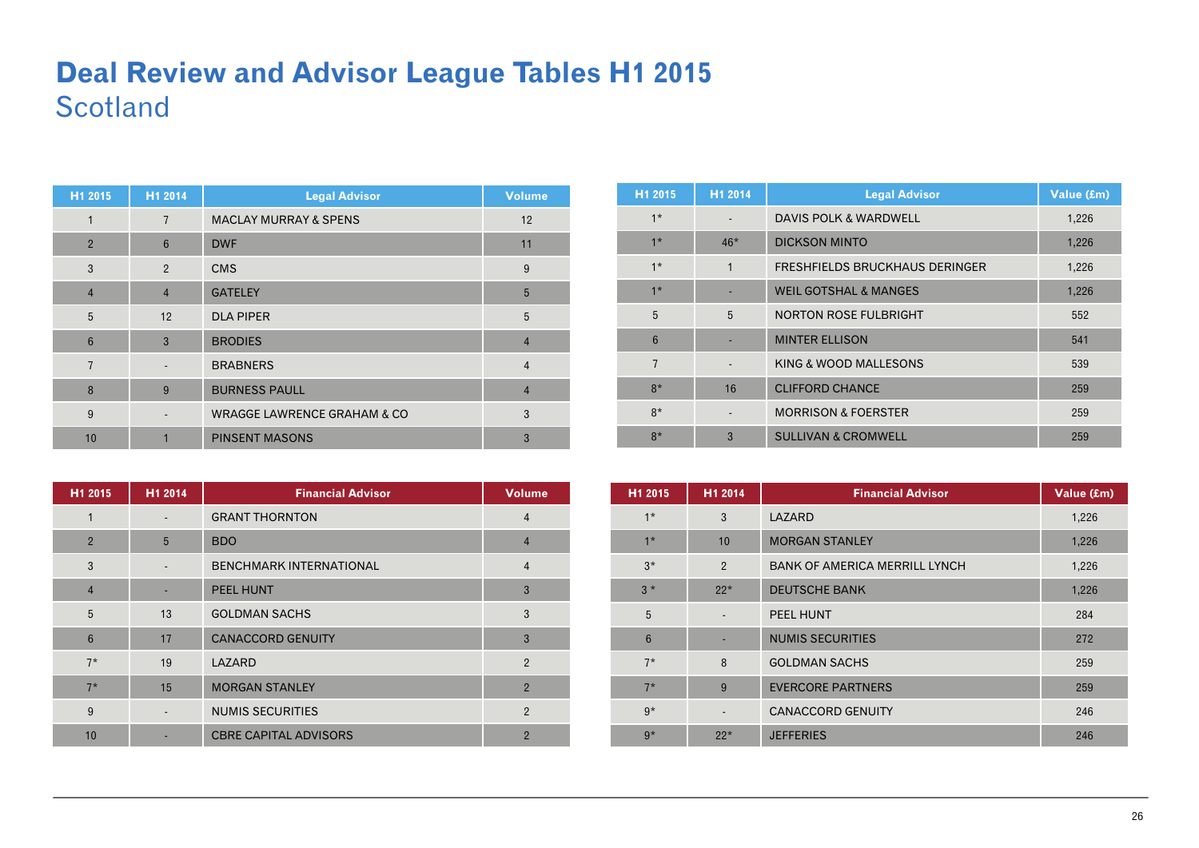# Deal Review and Advisor League Tables H1 2015

## Scotland

| H1 2015 | H1 2014 | Legal Advisor | Volume |
|---|---|---|---|
| 1 | 7 | MACLAY MURRAY & SPENS | 12 |
| 2 | 6 | DWF | 11 |
| 3 | 2 | CMS | 9 |
| 4 | 4 | GATELEY | 5 |
| 5 | 12 | DLA PIPER | 5 |
| 6 | 3 | BRODIES | 4 |
| 7 | - | BRABNERS | 4 |
| 8 | 9 | BURNESS PAULL | 4 |
| 9 | - | WRAGGE LAWRENCE GRAHAM & CO | 3 |
| 10 | 1 | PINSENT MASONS | 3 |

| H1 2015 | H1 2014 | Legal Advisor | Value (£m) |
|---|---|---|---|
| 1* | - | DAVIS POLK & WARDWELL | 1,226 |
| 1* | 46* | DICKSON MINTO | 1,226 |
| 1* | 1 | FRESHFIELDS BRUCKHAUS DERINGER | 1,226 |
| 1* | - | WEIL GOTSHAL & MANGES | 1,226 |
| 5 | 5 | NORTON ROSE FULBRIGHT | 552 |
| 6 | - | MINTER ELLISON | 541 |
| 7 | - | KING & WOOD MALLESONS | 539 |
| 8* | 16 | CLIFFORD CHANCE | 259 |
| 8* | - | MORRISON & FOERSTER | 259 |
| 8* | 3 | SULLIVAN & CROMWELL | 259 |

| H1 2015 | H1 2014 | Financial Advisor | Volume |
|---|---|---|---|
| 1 | - | GRANT THORNTON | 4 |
| 2 | 5 | BDO | 4 |
| 3 | - | BENCHMARK INTERNATIONAL | 4 |
| 4 | - | PEEL HUNT | 3 |
| 5 | 13 | GOLDMAN SACHS | 3 |
| 6 | 17 | CANACCORD GENUITY | 3 |
| 7* | 19 | LAZARD | 2 |
| 7* | 15 | MORGAN STANLEY | 2 |
| 9 | - | NUMIS SECURITIES | 2 |
| 10 | - | CBRE CAPITAL ADVISORS | 2 |

| H1 2015 | H1 2014 | Financial Advisor | Value (£m) |
|---|---|---|---|
| 1* | 3 | LAZARD | 1,226 |
| 1* | 10 | MORGAN STANLEY | 1,226 |
| 3* | 2 | BANK OF AMERICA MERRILL LYNCH | 1,226 |
| 3 * | 22* | DEUTSCHE BANK | 1,226 |
| 5 | - | PEEL HUNT | 284 |
| 6 | - | NUMIS SECURITIES | 272 |
| 7* | 8 | GOLDMAN SACHS | 259 |
| 7* | 9 | EVERCORE PARTNERS | 259 |
| 9* | - | CANACCORD GENUITY | 246 |
| 9* | 22* | JEFFERIES | 246 |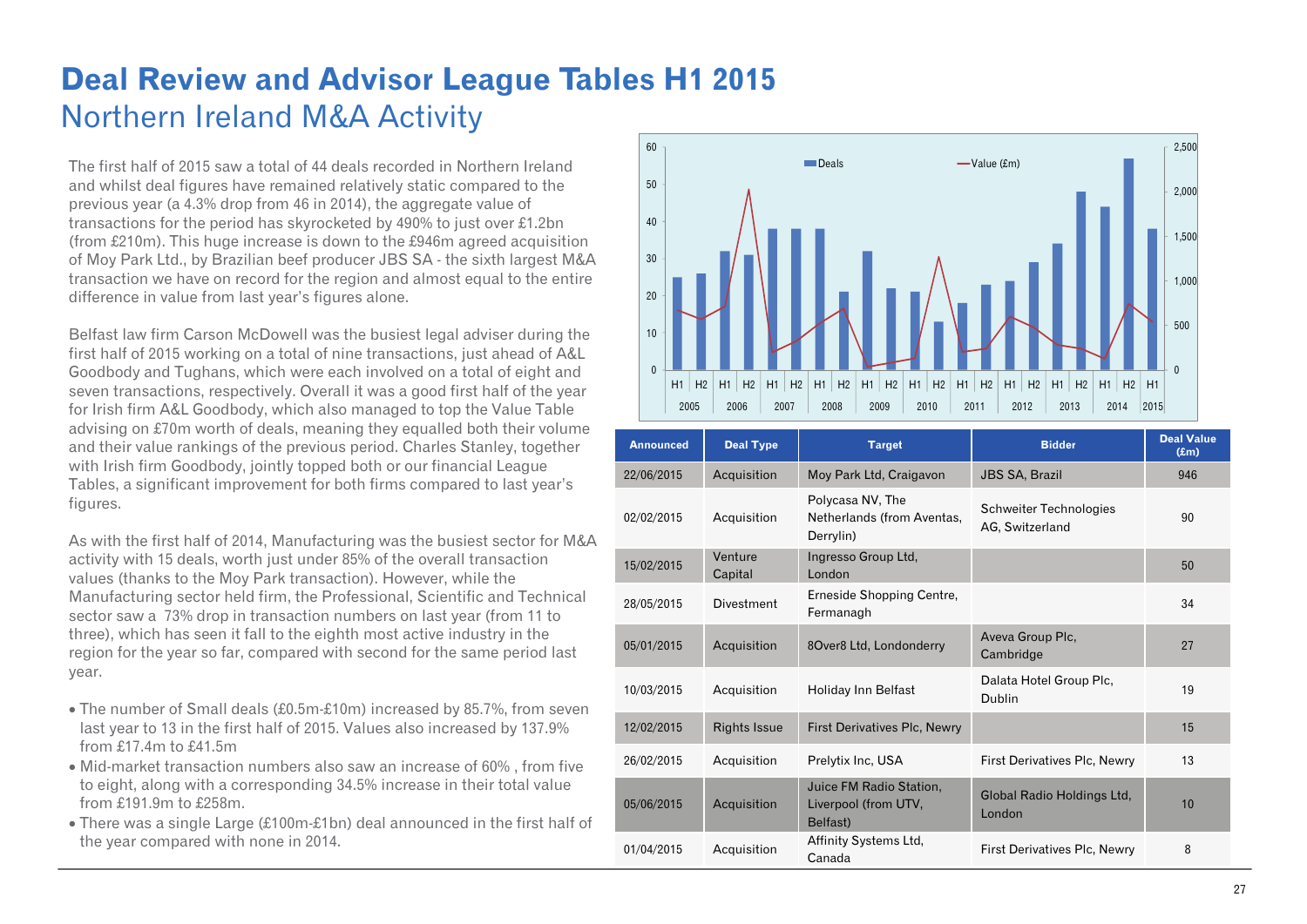# Deal Review and Advisor League Tables H1 2015

## Northern Ireland M&A Activity

The first half of 2015 saw a total of 44 deals recorded in Northern Ireland and whilst deal figures have remained relatively static compared to the previous year (a 4.3% drop from 46 in 2014), the aggregate value of transactions for the period has skyrocketed by 490% to just over £1.2bn (from £210m). This huge increase is down to the £946m agreed acquisition of Moy Park Ltd., by Brazilian beef producer JBS SA - the sixth largest M&A transaction we have on record for the region and almost equal to the entire difference in value from last year's figures alone.

Belfast law firm Carson McDowell was the busiest legal adviser during the first half of 2015 working on a total of nine transactions, just ahead of A&L Goodbody and Tughans, which were each involved on a total of eight and seven transactions, respectively. Overall it was a good first half of the year for Irish firm A&L Goodbody, which also managed to top the Value Table advising on £70m worth of deals, meaning they equalled both their volume and their value rankings of the previous period. Charles Stanley, together with Irish firm Goodbody, jointly topped both or our financial League Tables, a significant improvement for both firms compared to last year's figures.

As with the first half of 2014, Manufacturing was the busiest sector for M&A activity with 15 deals, worth just under 85% of the overall transaction values (thanks to the Moy Park transaction). However, while the Manufacturing sector held firm, the Professional, Scientific and Technical sector saw a 73% drop in transaction numbers on last year (from 11 to three), which has seen it fall to the eighth most active industry in the region for the year so far, compared with second for the same period last year.

- The number of Small deals (£0.5m-£10m) increased by 85.7%, from seven last year to 13 in the first half of 2015. Values also increased by 137.9% from £17.4m to £41.5m
- Mid-market transaction numbers also saw an increase of 60% , from five to eight, along with a corresponding 34.5% increase in their total value from £191.9m to £258m.
- There was a single Large (£100m-£1bn) deal announced in the first half of the year compared with none in 2014.

| Announced | Deal Type | Target | Bidder | Deal Value (£m) |
|---|---|---|---|---|
| 22/06/2015 | Acquisition | Moy Park Ltd, Craigavon | JBS SA, Brazil | 946 |
| 02/02/2015 | Acquisition | Polycasa NV, The Netherlands (from Aventas, Derrylin) | Schweiter Technologies AG, Switzerland | 90 |
| 15/02/2015 | Venture Capital | Ingresso Group Ltd, London | | 50 |
| 28/05/2015 | Divestment | Erneside Shopping Centre, Fermanagh | | 34 |
| 05/01/2015 | Acquisition | 8Over8 Ltd, Londonderry | Aveva Group Plc, Cambridge | 27 |
| 10/03/2015 | Acquisition | Holiday Inn Belfast | Dalata Hotel Group Plc, Dublin | 19 |
| 12/02/2015 | Rights Issue | First Derivatives Plc, Newry | | 15 |
| 26/02/2015 | Acquisition | Prelytix Inc, USA | First Derivatives Plc, Newry | 13 |
| 05/06/2015 | Acquisition | Juice FM Radio Station, Liverpool (from UTV, Belfast) | Global Radio Holdings Ltd, London | 10 |
| 01/04/2015 | Acquisition | Affinity Systems Ltd, Canada | First Derivatives Plc, Newry | 8 |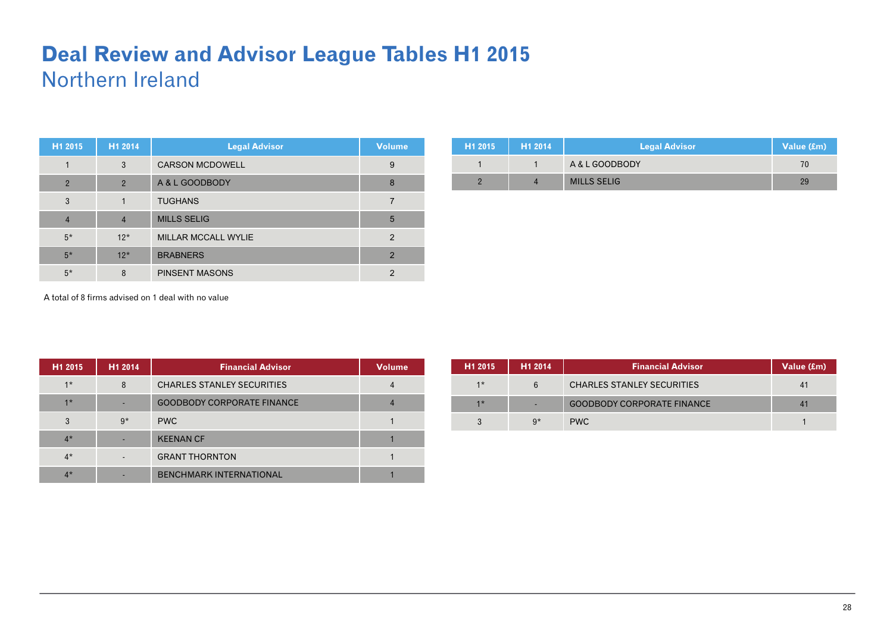# Deal Review and Advisor League Tables H1 2015

## Northern Ireland

| H1 2015 | H1 2014 | Legal Advisor | Volume |
|---|---|---|---|
| 1 | 3 | CARSON MCDOWELL | 9 |
| 2 | 2 | A & L GOODBODY | 8 |
| 3 | 1 | TUGHANS | 7 |
| 4 | 4 | MILLS SELIG | 5 |
| 5* | 12* | MILLAR MCCALL WYLIE | 2 |
| 5* | 12* | BRABNERS | 2 |
| 5* | 8 | PINSENT MASONS | 2 |

A total of 8 firms advised on 1 deal with no value

| H1 2015 | H1 2014 | Legal Advisor | Value (£m) |
|---|---|---|---|
| 1 | 1 | A & L GOODBODY | 70 |
| 2 | 4 | MILLS SELIG | 29 |

| H1 2015 | H1 2014 | Financial Advisor | Volume |
|---|---|---|---|
| 1* | 8 | CHARLES STANLEY SECURITIES | 4 |
| 1* | - | GOODBODY CORPORATE FINANCE | 4 |
| 3 | 9* | PWC | 1 |
| 4* | - | KEENAN CF | 1 |
| 4* | - | GRANT THORNTON | 1 |
| 4* | - | BENCHMARK INTERNATIONAL | 1 |

| H1 2015 | H1 2014 | Financial Advisor | Value (£m) |
|---|---|---|---|
| 1* | 6 | CHARLES STANLEY SECURITIES | 41 |
| 1* | - | GOODBODY CORPORATE FINANCE | 41 |
| 3 | 9* | PWC | 1 |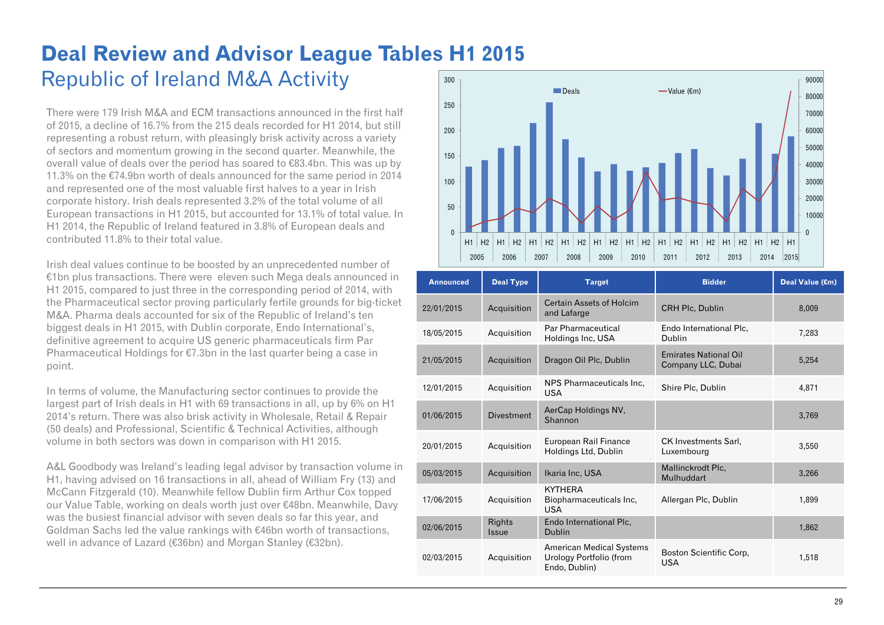# Deal Review and Advisor League Tables H1 2015

## Republic of Ireland M&A Activity

There were 179 Irish M&A and ECM transactions announced in the first half of 2015, a decline of 16.7% from the 215 deals recorded for H1 2014, but still representing a robust return, with pleasingly brisk activity across a variety of sectors and momentum growing in the second quarter. Meanwhile, the overall value of deals over the period has soared to €83.4bn. This was up by 11.3% on the €74.9bn worth of deals announced for the same period in 2014 and represented one of the most valuable first halves to a year in Irish corporate history. Irish deals represented 3.2% of the total volume of all European transactions in H1 2015, but accounted for 13.1% of total value. In H1 2014, the Republic of Ireland featured in 3.8% of European deals and contributed 11.8% to their total value.

Irish deal values continue to be boosted by an unprecedented number of €1bn plus transactions. There were eleven such Mega deals announced in H1 2015, compared to just three in the corresponding period of 2014, with the Pharmaceutical sector proving particularly fertile grounds for big-ticket M&A. Pharma deals accounted for six of the Republic of Ireland's ten biggest deals in H1 2015, with Dublin corporate, Endo International's, definitive agreement to acquire US generic pharmaceuticals firm Par Pharmaceutical Holdings for €7.3bn in the last quarter being a case in point.

In terms of volume, the Manufacturing sector continues to provide the largest part of Irish deals in H1 with 69 transactions in all, up by 6% on H1 2014's return. There was also brisk activity in Wholesale, Retail & Repair (50 deals) and Professional, Scientific & Technical Activities, although volume in both sectors was down in comparison with H1 2015.

A&L Goodbody was Ireland's leading legal advisor by transaction volume in H1, having advised on 16 transactions in all, ahead of William Fry (13) and McCann Fitzgerald (10). Meanwhile fellow Dublin firm Arthur Cox topped our Value Table, working on deals worth just over €48bn. Meanwhile, Davy was the busiest financial advisor with seven deals so far this year, and Goldman Sachs led the value rankings with €46bn worth of transactions, well in advance of Lazard (€36bn) and Morgan Stanley (€32bn).

| Announced | Deal Type | Target | Bidder | Deal Value (€m) |
|---|---|---|---|---|
| 22/01/2015 | Acquisition | Certain Assets of Holcim and Lafarge | CRH Plc, Dublin | 8,009 |
| 18/05/2015 | Acquisition | Par Pharmaceutical Holdings Inc, USA | Endo International Plc, Dublin | 7,283 |
| 21/05/2015 | Acquisition | Dragon Oil Plc, Dublin | Emirates National Oil Company LLC, Dubai | 5,254 |
| 12/01/2015 | Acquisition | NPS Pharmaceuticals Inc, USA | Shire Plc, Dublin | 4,871 |
| 01/06/2015 | Divestment | AerCap Holdings NV, Shannon | | 3,769 |
| 20/01/2015 | Acquisition | European Rail Finance Holdings Ltd, Dublin | CK Investments Sarl, Luxembourg | 3,550 |
| 05/03/2015 | Acquisition | Ikaria Inc, USA | Mallinckrodt Plc, Mulhuddart | 3,266 |
| 17/06/2015 | Acquisition | KYTHERA Biopharmaceuticals Inc, USA | Allergan Plc, Dublin | 1,899 |
| 02/06/2015 | Rights Issue | Endo International Plc, Dublin | | 1,862 |
| 02/03/2015 | Acquisition | American Medical Systems Urology Portfolio (from Endo, Dublin) | Boston Scientific Corp, USA | 1,518 |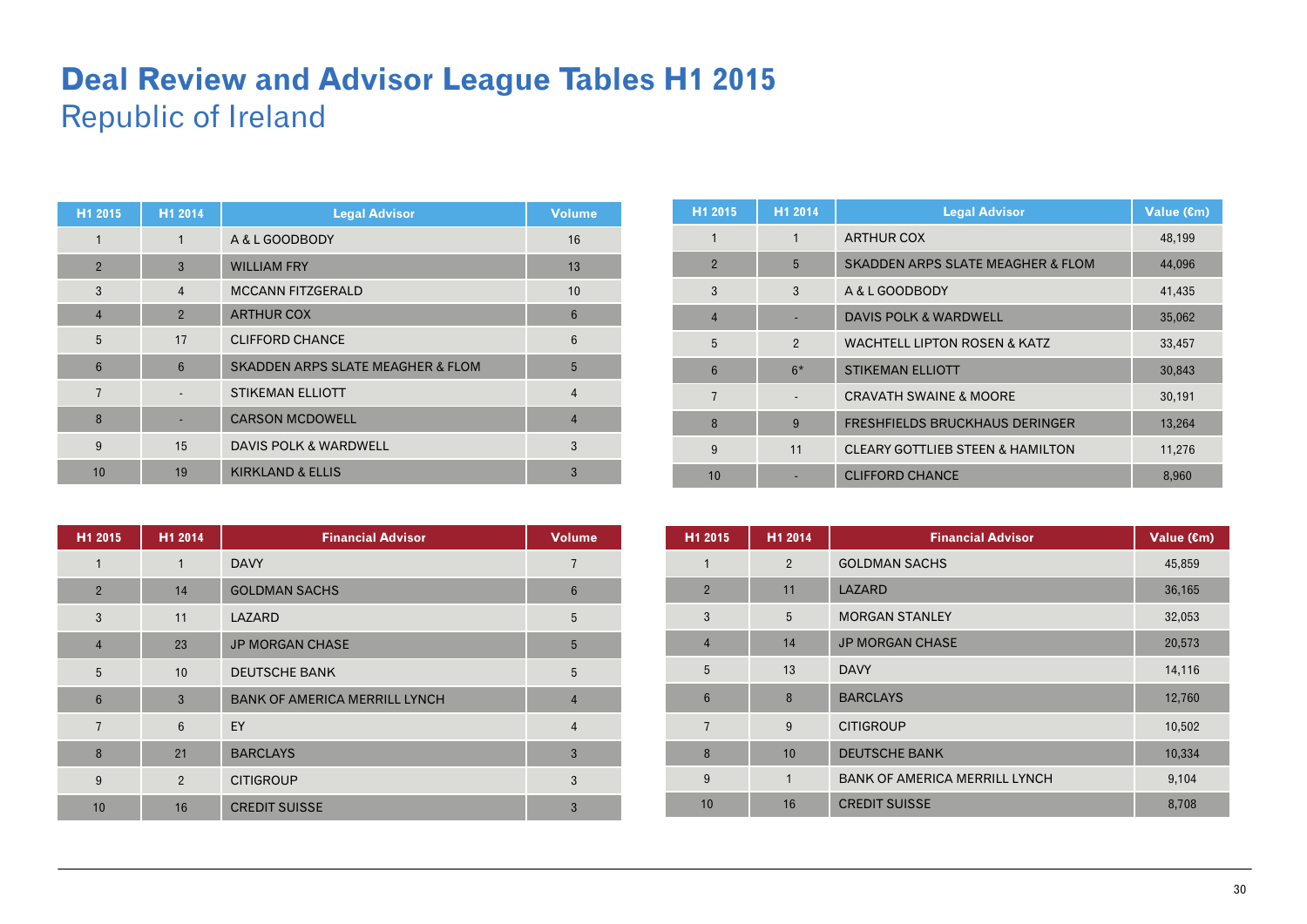# Deal Review and Advisor League Tables H1 2015

## Republic of Ireland

| H1 2015 | H1 2014 | Legal Advisor | Volume |
|---|---|---|---|
| 1 | 1 | A & L GOODBODY | 16 |
| 2 | 3 | WILLIAM FRY | 13 |
| 3 | 4 | MCCANN FITZGERALD | 10 |
| 4 | 2 | ARTHUR COX | 6 |
| 5 | 17 | CLIFFORD CHANCE | 6 |
| 6 | 6 | SKADDEN ARPS SLATE MEAGHER & FLOM | 5 |
| 7 | - | STIKEMAN ELLIOTT | 4 |
| 8 | - | CARSON MCDOWELL | 4 |
| 9 | 15 | DAVIS POLK & WARDWELL | 3 |
| 10 | 19 | KIRKLAND & ELLIS | 3 |

| H1 2015 | H1 2014 | Legal Advisor | Value (€m) |
|---|---|---|---|
| 1 | 1 | ARTHUR COX | 48,199 |
| 2 | 5 | SKADDEN ARPS SLATE MEAGHER & FLOM | 44,096 |
| 3 | 3 | A & L GOODBODY | 41,435 |
| 4 | - | DAVIS POLK & WARDWELL | 35,062 |
| 5 | 2 | WACHTELL LIPTON ROSEN & KATZ | 33,457 |
| 6 | 6* | STIKEMAN ELLIOTT | 30,843 |
| 7 | - | CRAVATH SWAINE & MOORE | 30,191 |
| 8 | 9 | FRESHFIELDS BRUCKHAUS DERINGER | 13,264 |
| 9 | 11 | CLEARY GOTTLIEB STEEN & HAMILTON | 11,276 |
| 10 | - | CLIFFORD CHANCE | 8,960 |

| H1 2015 | H1 2014 | Financial Advisor | Volume |
|---|---|---|---|
| 1 | 1 | DAVY | 7 |
| 2 | 14 | GOLDMAN SACHS | 6 |
| 3 | 11 | LAZARD | 5 |
| 4 | 23 | JP MORGAN CHASE | 5 |
| 5 | 10 | DEUTSCHE BANK | 5 |
| 6 | 3 | BANK OF AMERICA MERRILL LYNCH | 4 |
| 7 | 6 | EY | 4 |
| 8 | 21 | BARCLAYS | 3 |
| 9 | 2 | CITIGROUP | 3 |
| 10 | 16 | CREDIT SUISSE | 3 |

| H1 2015 | H1 2014 | Financial Advisor | Value (€m) |
|---|---|---|---|
| 1 | 2 | GOLDMAN SACHS | 45,859 |
| 2 | 11 | LAZARD | 36,165 |
| 3 | 5 | MORGAN STANLEY | 32,053 |
| 4 | 14 | JP MORGAN CHASE | 20,573 |
| 5 | 13 | DAVY | 14,116 |
| 6 | 8 | BARCLAYS | 12,760 |
| 7 | 9 | CITIGROUP | 10,502 |
| 8 | 10 | DEUTSCHE BANK | 10,334 |
| 9 | 1 | BANK OF AMERICA MERRILL LYNCH | 9,104 |
| 10 | 16 | CREDIT SUISSE | 8,708 |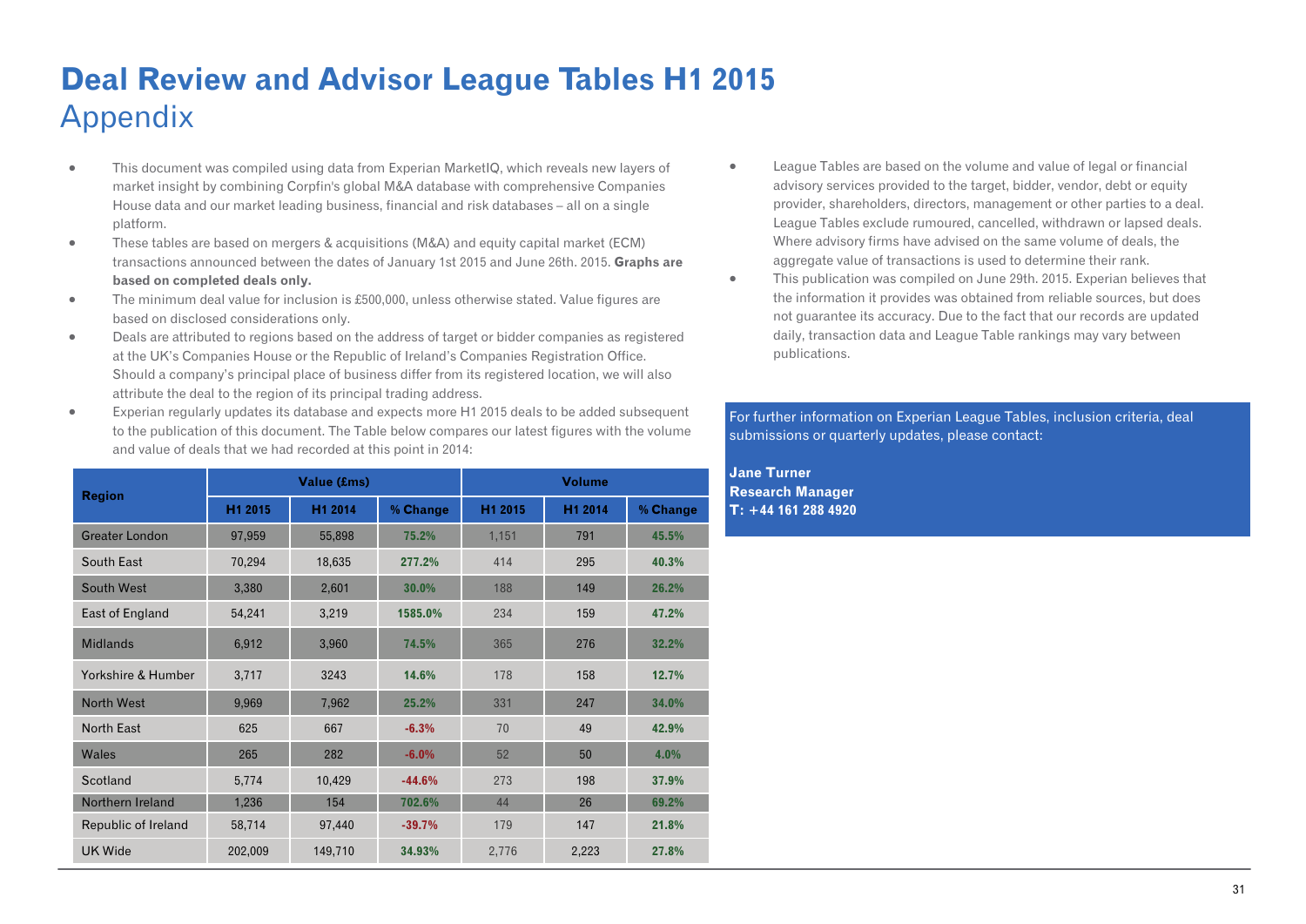# Deal Review and Advisor League Tables H1 2015

## Appendix

- This document was compiled using data from Experian MarketIQ, which reveals new layers of market insight by combining Corpfin's global M&A database with comprehensive Companies House data and our market leading business, financial and risk databases – all on a single platform.
- These tables are based on mergers & acquisitions (M&A) and equity capital market (ECM) transactions announced between the dates of January 1st 2015 and June 26th. 2015. **Graphs are based on completed deals only.**
- The minimum deal value for inclusion is £500,000, unless otherwise stated. Value figures are based on disclosed considerations only.
- Deals are attributed to regions based on the address of target or bidder companies as registered at the UK's Companies House or the Republic of Ireland's Companies Registration Office. Should a company's principal place of business differ from its registered location, we will also attribute the deal to the region of its principal trading address.
- Experian regularly updates its database and expects more H1 2015 deals to be added subsequent to the publication of this document. The Table below compares our latest figures with the volume and value of deals that we had recorded at this point in 2014:

| Region | Value (£ms) | | | Volume | | |
|---|---|---|---|---|---|---|
| | H1 2015 | H1 2014 | % Change | H1 2015 | H1 2014 | % Change |
| Greater London | 97,959 | 55,898 | 75.2% | 1,151 | 791 | 45.5% |
| South East | 70,294 | 18,635 | 277.2% | 414 | 295 | 40.3% |
| South West | 3,380 | 2,601 | 30.0% | 188 | 149 | 26.2% |
| East of England | 54,241 | 3,219 | 1585.0% | 234 | 159 | 47.2% |
| Midlands | 6,912 | 3,960 | 74.5% | 365 | 276 | 32.2% |
| Yorkshire & Humber | 3,717 | 3243 | 14.6% | 178 | 158 | 12.7% |
| North West | 9,969 | 7,962 | 25.2% | 331 | 247 | 34.0% |
| North East | 625 | 667 | -6.3% | 70 | 49 | 42.9% |
| Wales | 265 | 282 | -6.0% | 52 | 50 | 4.0% |
| Scotland | 5,774 | 10,429 | -44.6% | 273 | 198 | 37.9% |
| Northern Ireland | 1,236 | 154 | 702.6% | 44 | 26 | 69.2% |
| Republic of Ireland | 58,714 | 97,440 | -39.7% | 179 | 147 | 21.8% |
| UK Wide | 202,009 | 149,710 | 34.93% | 2,776 | 2,223 | 27.8% |

- League Tables are based on the volume and value of legal or financial advisory services provided to the target, bidder, vendor, debt or equity provider, shareholders, directors, management or other parties to a deal. League Tables exclude rumoured, cancelled, withdrawn or lapsed deals. Where advisory firms have advised on the same volume of deals, the aggregate value of transactions is used to determine their rank.
- This publication was compiled on June 29th. 2015. Experian believes that the information it provides was obtained from reliable sources, but does not guarantee its accuracy. Due to the fact that our records are updated daily, transaction data and League Table rankings may vary between publications.

For further information on Experian League Tables, inclusion criteria, deal submissions or quarterly updates, please contact:

**Jane Turner**
**Research Manager**
**T: +44 161 288 4920**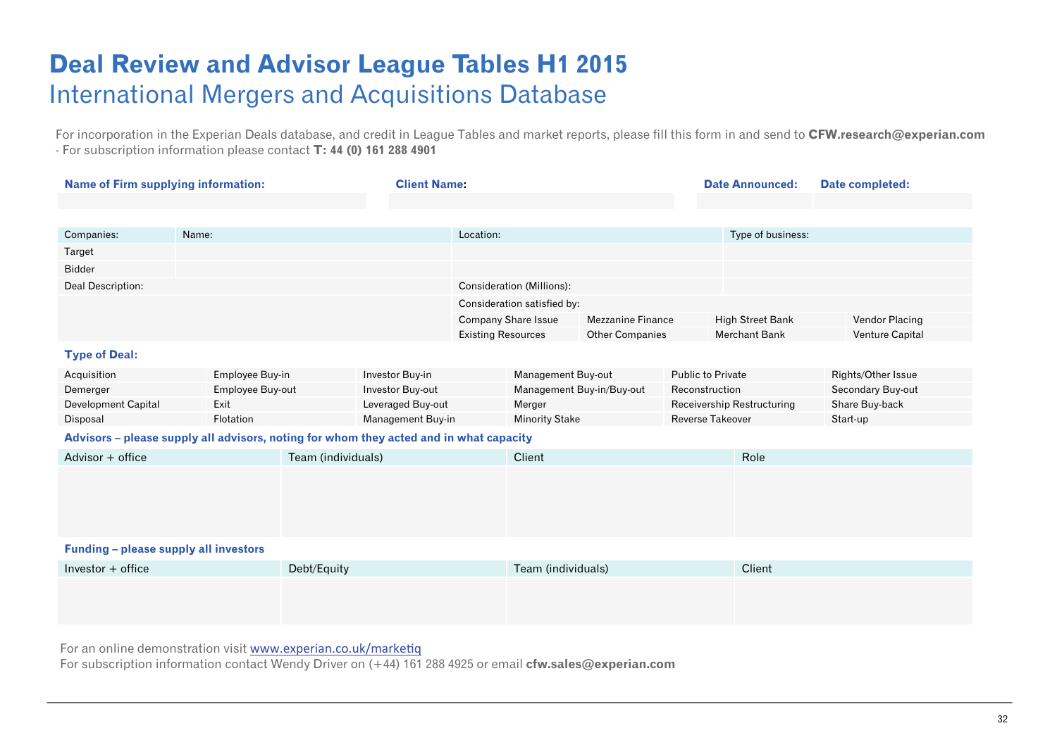# Deal Review and Advisor League Tables H1 2015

## International Mergers and Acquisitions Database

For incorporation in the Experian Deals database, and credit in League Tables and market reports, please fill this form in and send to **CFW.research@experian.com**
- For subscription information please contact **T: 44 (0) 161 288 4901**

| Name of Firm supplying information: | Client Name: | Date Announced: | Date completed: |
|---|---|---|---|
| | | | |

| Companies: | Name: | Location: | Type of business: |
|---|---|---|---|
| Target | | | |
| Bidder | | | |

| Deal Description: | Consideration (Millions): | | | |
|---|---|---|---|---|
| | Consideration satisfied by: | | | |
| | Company Share Issue | Mezzanine Finance | High Street Bank | Vendor Placing |
| | Existing Resources | Other Companies | Merchant Bank | Venture Capital |

**Type of Deal:**

| | | | | | |
|---|---|---|---|---|---|
| Acquisition | Employee Buy-in | Investor Buy-in | Management Buy-out | Public to Private | Rights/Other Issue |
| Demerger | Employee Buy-out | Investor Buy-out | Management Buy-in/Buy-out | Reconstruction | Secondary Buy-out |
| Development Capital | Exit | Leveraged Buy-out | Merger | Receivership Restructuring | Share Buy-back |
| Disposal | Flotation | Management Buy-in | Minority Stake | Reverse Takeover | Start-up |

**Advisors – please supply all advisors, noting for whom they acted and in what capacity**

| Advisor + office | Team (individuals) | Client | Role |
|---|---|---|---|
| | | | |

**Funding – please supply all investors**

| Investor + office | Debt/Equity | Team (individuals) | Client |
|---|---|---|---|
| | | | |

For an online demonstration visit www.experian.co.uk/marketiq
For subscription information contact Wendy Driver on (+44) 161 288 4925 or email **cfw.sales@experian.com**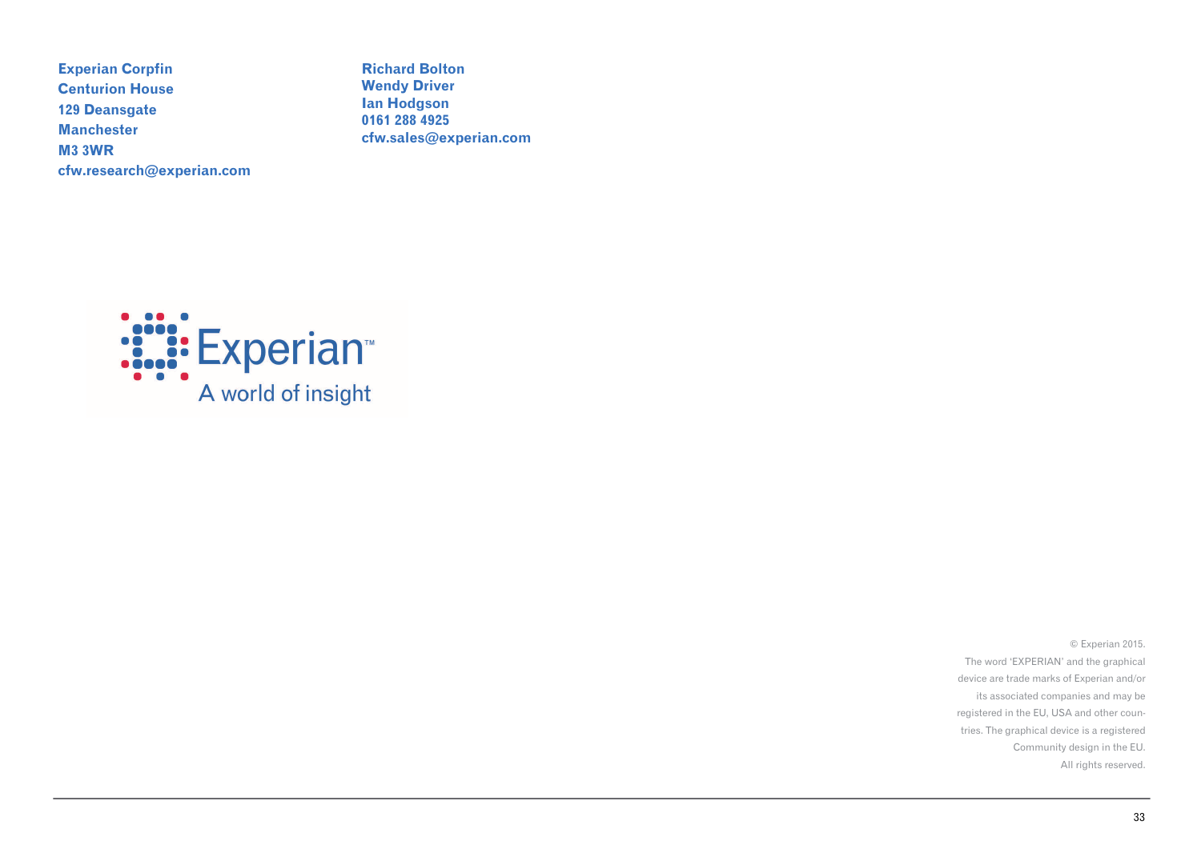**Experian Corpfin**
**Centurion House**
**129 Deansgate**
**Manchester**
**M3 3WR**
**cfw.research@experian.com**

**Richard Bolton**
**Wendy Driver**
**Ian Hodgson**
**0161 288 4925**
**cfw.sales@experian.com**

Experian™
A world of insight

© Experian 2015.
The word 'EXPERIAN' and the graphical device are trade marks of Experian and/or its associated companies and may be registered in the EU, USA and other countries. The graphical device is a registered Community design in the EU.
All rights reserved.